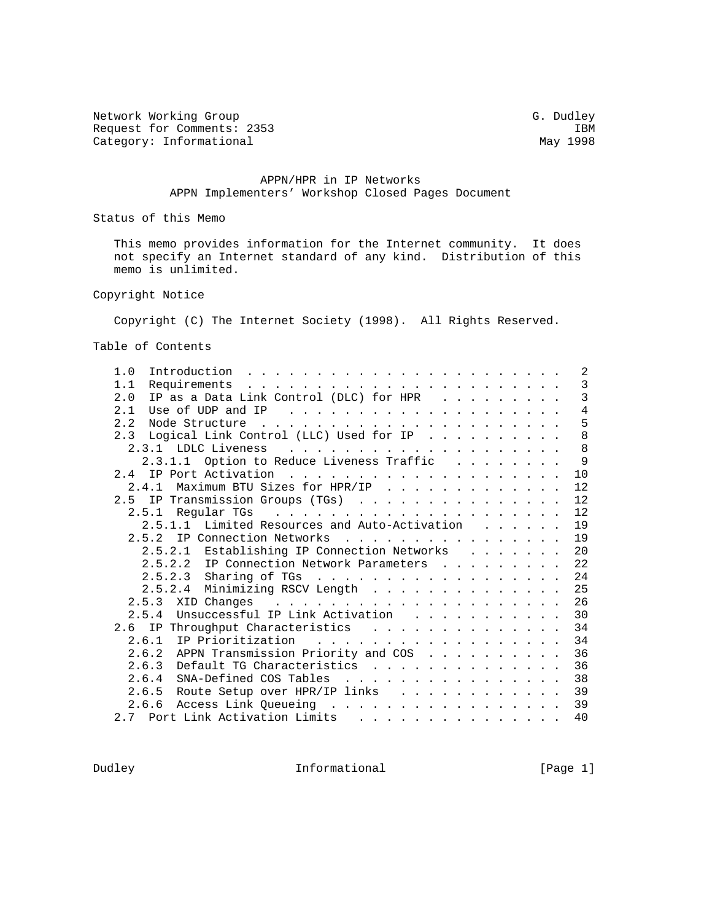Network Working Group                                          G. Dudley
Request for Comments: 2353                                           IBM
Category: Informational                                         May 1998

# APPN/HPR in IP Networks
## APPN Implementers' Workshop Closed Pages Document

### Status of this Memo

This memo provides information for the Internet community. It does not specify an Internet standard of any kind. Distribution of this memo is unlimited.

### Copyright Notice

Copyright (C) The Internet Society (1998). All Rights Reserved.

### Table of Contents

```
1.0  Introduction . . . . . . . . . . . . . . . . . . . . . . . .  2
1.1  Requirements . . . . . . . . . . . . . . . . . . . . . . . .  3
2.0  IP as a Data Link Control (DLC) for HPR  . . . . . . . . . .  3
2.1  Use of UDP and IP  . . . . . . . . . . . . . . . . . . . . .  4
2.2  Node Structure . . . . . . . . . . . . . . . . . . . . . . .  5
2.3  Logical Link Control (LLC) Used for IP . . . . . . . . . . .  8
  2.3.1  LDLC Liveness  . . . . . . . . . . . . . . . . . . . . .  8
    2.3.1.1  Option to Reduce Liveness Traffic  . . . . . . . . .  9
2.4  IP Port Activation . . . . . . . . . . . . . . . . . . . . . 10
  2.4.1  Maximum BTU Sizes for HPR/IP . . . . . . . . . . . . . . 12
2.5  IP Transmission Groups (TGs) . . . . . . . . . . . . . . . . 12
  2.5.1  Regular TGs  . . . . . . . . . . . . . . . . . . . . . . 12
    2.5.1.1  Limited Resources and Auto-Activation  . . . . . . . 19
  2.5.2  IP Connection Networks . . . . . . . . . . . . . . . . . 19
    2.5.2.1  Establishing IP Connection Networks  . . . . . . . . 20
    2.5.2.2  IP Connection Network Parameters . . . . . . . . . . 22
    2.5.2.3  Sharing of TGs . . . . . . . . . . . . . . . . . . . 24
    2.5.2.4  Minimizing RSCV Length . . . . . . . . . . . . . . . 25
  2.5.3  XID Changes  . . . . . . . . . . . . . . . . . . . . . . 26
  2.5.4  Unsuccessful IP Link Activation  . . . . . . . . . . . . 30
2.6  IP Throughput Characteristics  . . . . . . . . . . . . . . . 34
  2.6.1  IP Prioritization  . . . . . . . . . . . . . . . . . . . 34
  2.6.2  APPN Transmission Priority and COS . . . . . . . . . . . 36
  2.6.3  Default TG Characteristics . . . . . . . . . . . . . . . 36
  2.6.4  SNA-Defined COS Tables . . . . . . . . . . . . . . . . . 38
  2.6.5  Route Setup over HPR/IP links  . . . . . . . . . . . . . 39
  2.6.6  Access Link Queueing . . . . . . . . . . . . . . . . . . 39
2.7  Port Link Activation Limits  . . . . . . . . . . . . . . . . 40
```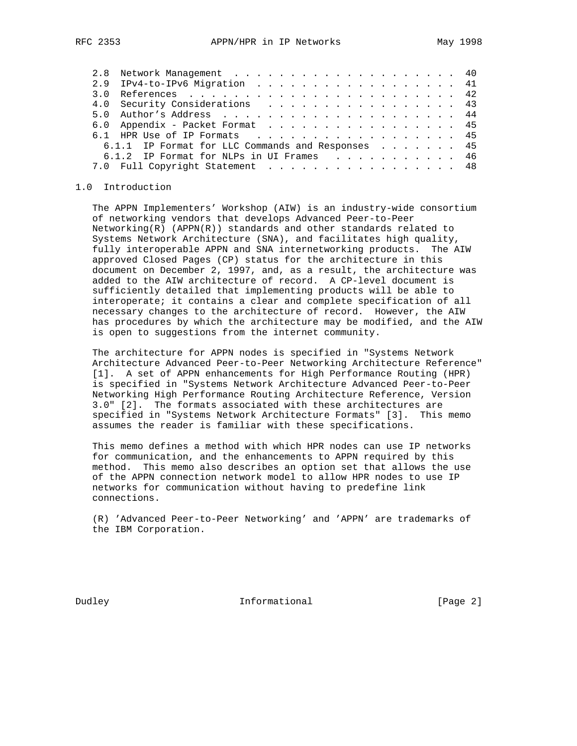2.8 Network Management . . . . . . . . . . . . . . . . . . . . . 40
2.9 IPv4-to-IPv6 Migration . . . . . . . . . . . . . . . . . . . 41
3.0 References . . . . . . . . . . . . . . . . . . . . . . . . . 42
4.0 Security Considerations . . . . . . . . . . . . . . . . . . 43
5.0 Author's Address . . . . . . . . . . . . . . . . . . . . . . 44
6.0 Appendix - Packet Format . . . . . . . . . . . . . . . . . . 45
6.1 HPR Use of IP Formats . . . . . . . . . . . . . . . . . . . 45
  6.1.1 IP Format for LLC Commands and Responses . . . . . . . 45
  6.1.2 IP Format for NLPs in UI Frames . . . . . . . . . . . 46
7.0 Full Copyright Statement . . . . . . . . . . . . . . . . . . 48

## 1.0 Introduction

The APPN Implementers' Workshop (AIW) is an industry-wide consortium of networking vendors that develops Advanced Peer-to-Peer Networking(R) (APPN(R)) standards and other standards related to Systems Network Architecture (SNA), and facilitates high quality, fully interoperable APPN and SNA internetworking products. The AIW approved Closed Pages (CP) status for the architecture in this document on December 2, 1997, and, as a result, the architecture was added to the AIW architecture of record. A CP-level document is sufficiently detailed that implementing products will be able to interoperate; it contains a clear and complete specification of all necessary changes to the architecture of record. However, the AIW has procedures by which the architecture may be modified, and the AIW is open to suggestions from the internet community.

The architecture for APPN nodes is specified in "Systems Network Architecture Advanced Peer-to-Peer Networking Architecture Reference" [1]. A set of APPN enhancements for High Performance Routing (HPR) is specified in "Systems Network Architecture Advanced Peer-to-Peer Networking High Performance Routing Architecture Reference, Version 3.0" [2]. The formats associated with these architectures are specified in "Systems Network Architecture Formats" [3]. This memo assumes the reader is familiar with these specifications.

This memo defines a method with which HPR nodes can use IP networks for communication, and the enhancements to APPN required by this method. This memo also describes an option set that allows the use of the APPN connection network model to allow HPR nodes to use IP networks for communication without having to predefine link connections.

(R) 'Advanced Peer-to-Peer Networking' and 'APPN' are trademarks of the IBM Corporation.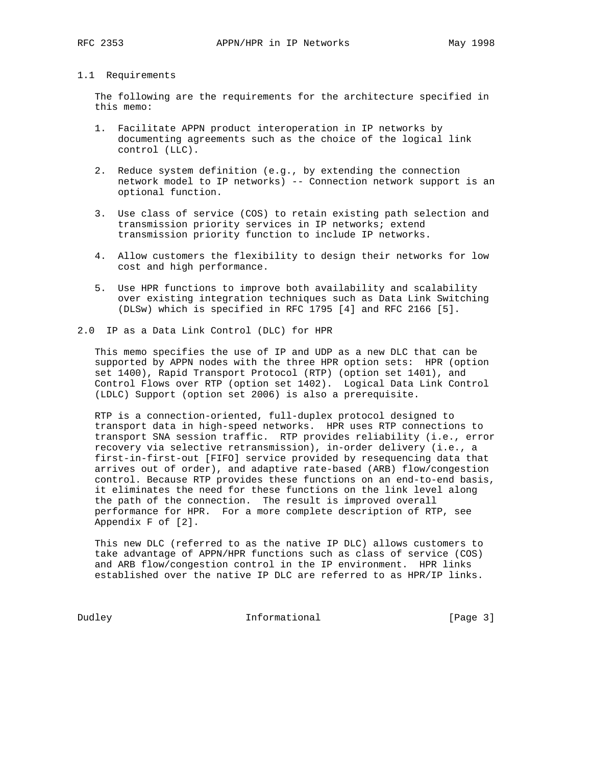## 1.1 Requirements

The following are the requirements for the architecture specified in this memo:

1. Facilitate APPN product interoperation in IP networks by documenting agreements such as the choice of the logical link control (LLC).

2. Reduce system definition (e.g., by extending the connection network model to IP networks) -- Connection network support is an optional function.

3. Use class of service (COS) to retain existing path selection and transmission priority services in IP networks; extend transmission priority function to include IP networks.

4. Allow customers the flexibility to design their networks for low cost and high performance.

5. Use HPR functions to improve both availability and scalability over existing integration techniques such as Data Link Switching (DLSw) which is specified in RFC 1795 [4] and RFC 2166 [5].

# 2.0 IP as a Data Link Control (DLC) for HPR

This memo specifies the use of IP and UDP as a new DLC that can be supported by APPN nodes with the three HPR option sets: HPR (option set 1400), Rapid Transport Protocol (RTP) (option set 1401), and Control Flows over RTP (option set 1402). Logical Data Link Control (LDLC) Support (option set 2006) is also a prerequisite.

RTP is a connection-oriented, full-duplex protocol designed to transport data in high-speed networks. HPR uses RTP connections to transport SNA session traffic. RTP provides reliability (i.e., error recovery via selective retransmission), in-order delivery (i.e., a first-in-first-out [FIFO] service provided by resequencing data that arrives out of order), and adaptive rate-based (ARB) flow/congestion control. Because RTP provides these functions on an end-to-end basis, it eliminates the need for these functions on the link level along the path of the connection. The result is improved overall performance for HPR. For a more complete description of RTP, see Appendix F of [2].

This new DLC (referred to as the native IP DLC) allows customers to take advantage of APPN/HPR functions such as class of service (COS) and ARB flow/congestion control in the IP environment. HPR links established over the native IP DLC are referred to as HPR/IP links.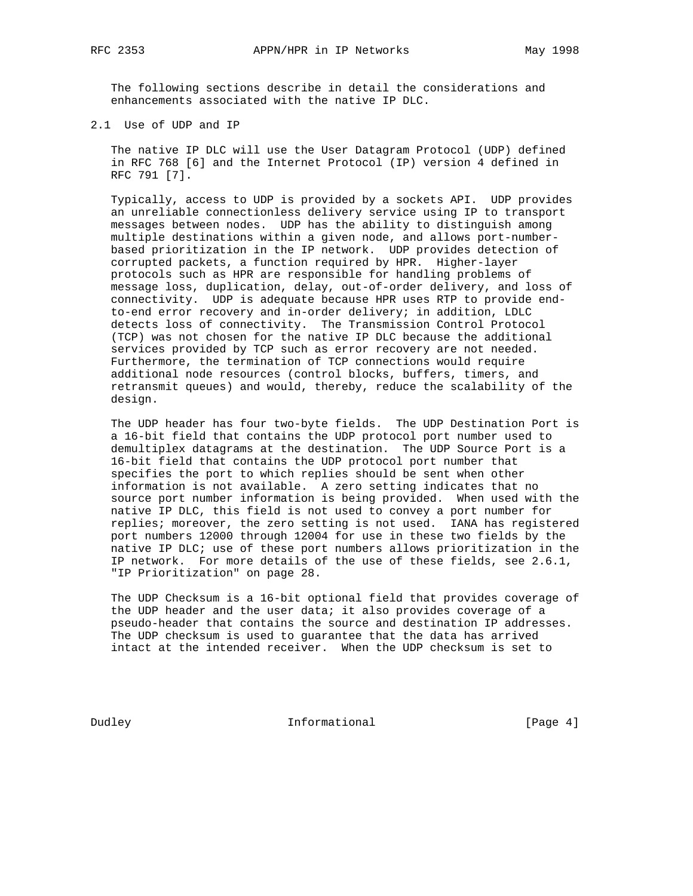The following sections describe in detail the considerations and enhancements associated with the native IP DLC.

## 2.1 Use of UDP and IP

The native IP DLC will use the User Datagram Protocol (UDP) defined in RFC 768 [6] and the Internet Protocol (IP) version 4 defined in RFC 791 [7].

Typically, access to UDP is provided by a sockets API. UDP provides an unreliable connectionless delivery service using IP to transport messages between nodes. UDP has the ability to distinguish among multiple destinations within a given node, and allows port-number-based prioritization in the IP network. UDP provides detection of corrupted packets, a function required by HPR. Higher-layer protocols such as HPR are responsible for handling problems of message loss, duplication, delay, out-of-order delivery, and loss of connectivity. UDP is adequate because HPR uses RTP to provide end-to-end error recovery and in-order delivery; in addition, LDLC detects loss of connectivity. The Transmission Control Protocol (TCP) was not chosen for the native IP DLC because the additional services provided by TCP such as error recovery are not needed. Furthermore, the termination of TCP connections would require additional node resources (control blocks, buffers, timers, and retransmit queues) and would, thereby, reduce the scalability of the design.

The UDP header has four two-byte fields. The UDP Destination Port is a 16-bit field that contains the UDP protocol port number used to demultiplex datagrams at the destination. The UDP Source Port is a 16-bit field that contains the UDP protocol port number that specifies the port to which replies should be sent when other information is not available. A zero setting indicates that no source port number information is being provided. When used with the native IP DLC, this field is not used to convey a port number for replies; moreover, the zero setting is not used. IANA has registered port numbers 12000 through 12004 for use in these two fields by the native IP DLC; use of these port numbers allows prioritization in the IP network. For more details of the use of these fields, see 2.6.1, "IP Prioritization" on page 28.

The UDP Checksum is a 16-bit optional field that provides coverage of the UDP header and the user data; it also provides coverage of a pseudo-header that contains the source and destination IP addresses. The UDP checksum is used to guarantee that the data has arrived intact at the intended receiver. When the UDP checksum is set to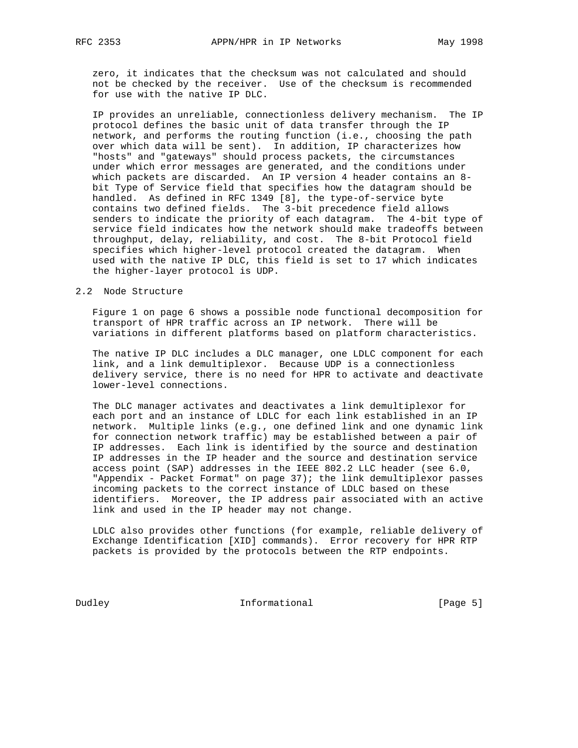zero, it indicates that the checksum was not calculated and should not be checked by the receiver. Use of the checksum is recommended for use with the native IP DLC.

IP provides an unreliable, connectionless delivery mechanism. The IP protocol defines the basic unit of data transfer through the IP network, and performs the routing function (i.e., choosing the path over which data will be sent). In addition, IP characterizes how "hosts" and "gateways" should process packets, the circumstances under which error messages are generated, and the conditions under which packets are discarded. An IP version 4 header contains an 8-bit Type of Service field that specifies how the datagram should be handled. As defined in RFC 1349 [8], the type-of-service byte contains two defined fields. The 3-bit precedence field allows senders to indicate the priority of each datagram. The 4-bit type of service field indicates how the network should make tradeoffs between throughput, delay, reliability, and cost. The 8-bit Protocol field specifies which higher-level protocol created the datagram. When used with the native IP DLC, this field is set to 17 which indicates the higher-layer protocol is UDP.

## 2.2 Node Structure

Figure 1 on page 6 shows a possible node functional decomposition for transport of HPR traffic across an IP network. There will be variations in different platforms based on platform characteristics.

The native IP DLC includes a DLC manager, one LDLC component for each link, and a link demultiplexor. Because UDP is a connectionless delivery service, there is no need for HPR to activate and deactivate lower-level connections.

The DLC manager activates and deactivates a link demultiplexor for each port and an instance of LDLC for each link established in an IP network. Multiple links (e.g., one defined link and one dynamic link for connection network traffic) may be established between a pair of IP addresses. Each link is identified by the source and destination IP addresses in the IP header and the source and destination service access point (SAP) addresses in the IEEE 802.2 LLC header (see 6.0, "Appendix - Packet Format" on page 37); the link demultiplexor passes incoming packets to the correct instance of LDLC based on these identifiers. Moreover, the IP address pair associated with an active link and used in the IP header may not change.

LDLC also provides other functions (for example, reliable delivery of Exchange Identification [XID] commands). Error recovery for HPR RTP packets is provided by the protocols between the RTP endpoints.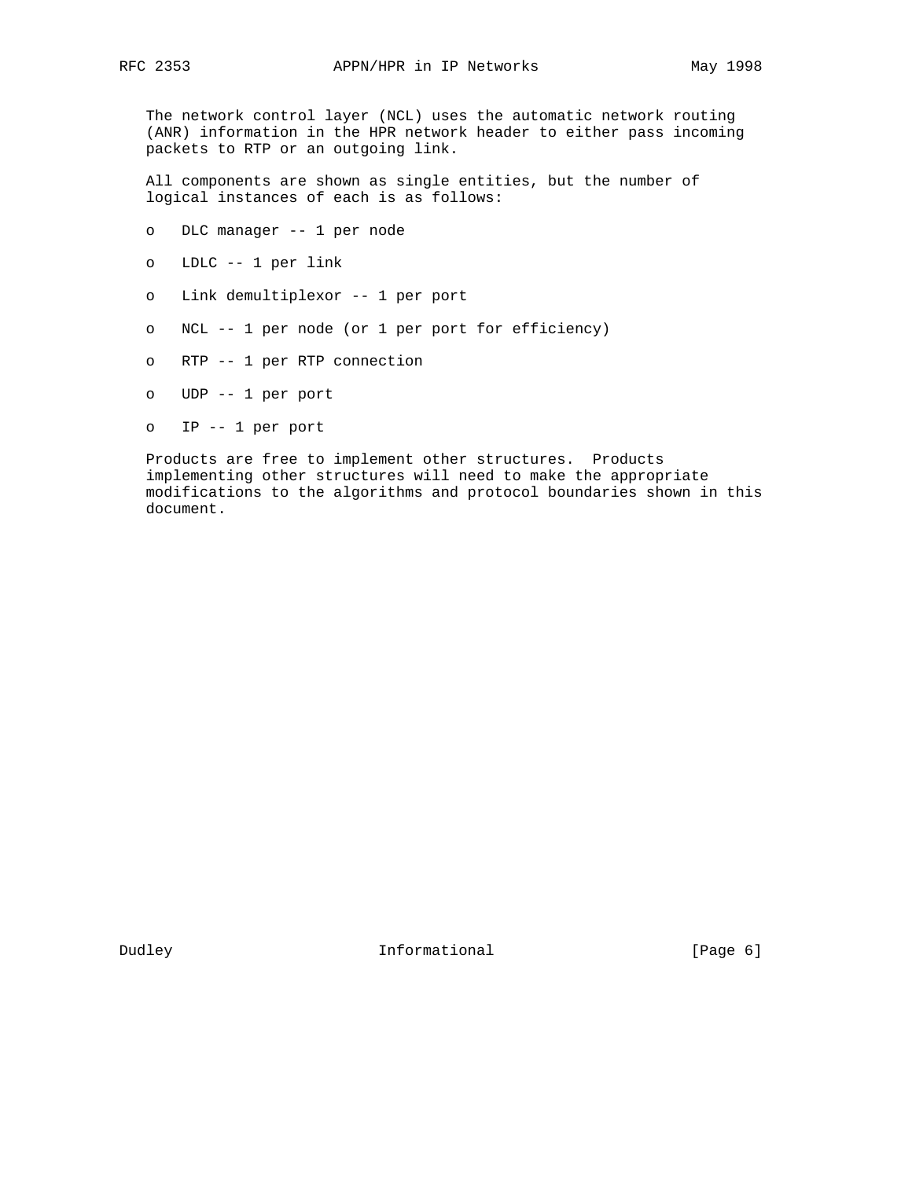The network control layer (NCL) uses the automatic network routing (ANR) information in the HPR network header to either pass incoming packets to RTP or an outgoing link.

All components are shown as single entities, but the number of logical instances of each is as follows:

- DLC manager -- 1 per node
- LDLC -- 1 per link
- Link demultiplexor -- 1 per port
- NCL -- 1 per node (or 1 per port for efficiency)
- RTP -- 1 per RTP connection
- UDP -- 1 per port
- IP -- 1 per port

Products are free to implement other structures. Products implementing other structures will need to make the appropriate modifications to the algorithms and protocol boundaries shown in this document.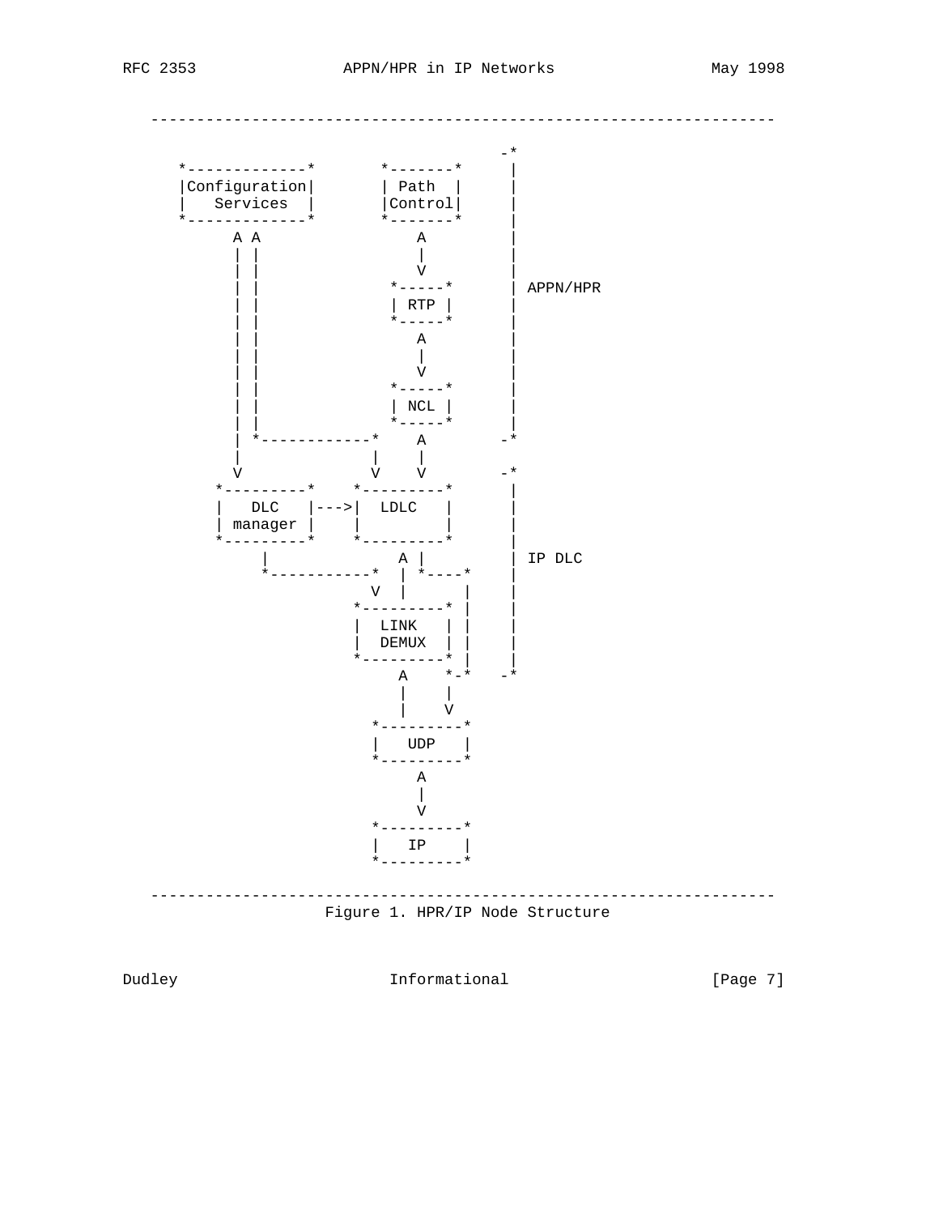```
   ----------------------------------------------------------------------

                                                       -*
      *-------------*       *-------*     |
      |Configuration|       | Path  |     |
      |   Services  |       |Control|     |
      *-------------*       *-------*     |
            A A                A          |
            | |                |          |
            | |                V          |
            | |             *-----*       | APPN/HPR
            | |             | RTP |       |
            | |             *-----*       |
            | |                A          |
            | |                |          |
            | |                V          |
            | |             *-----*       |
            | |             | NCL |       |
            | |             *-----*       |
            | *------------*    A        -*
            |              |    |
            V              V    V        -*
         *---------*    *---------*       |
         |   DLC   |--->|  LDLC   |       |
         | manager |    |         |       |
         *---------*    *---------*       |
              |            A |            | IP DLC
              *-----------*  | *----*     |
                          V  |      |     |
                        *---------* |     |
                        |  LINK   | |     |
                        |  DEMUX  | |     |
                        *---------* |     |
                           A    *-*      -*
                           |    |
                           |    V
                          *---------*
                          |   UDP   |
                          *---------*
                               A
                               |
                               V
                          *---------*
                          |   IP    |
                          *---------*

   ----------------------------------------------------------------------
                      Figure 1. HPR/IP Node Structure
```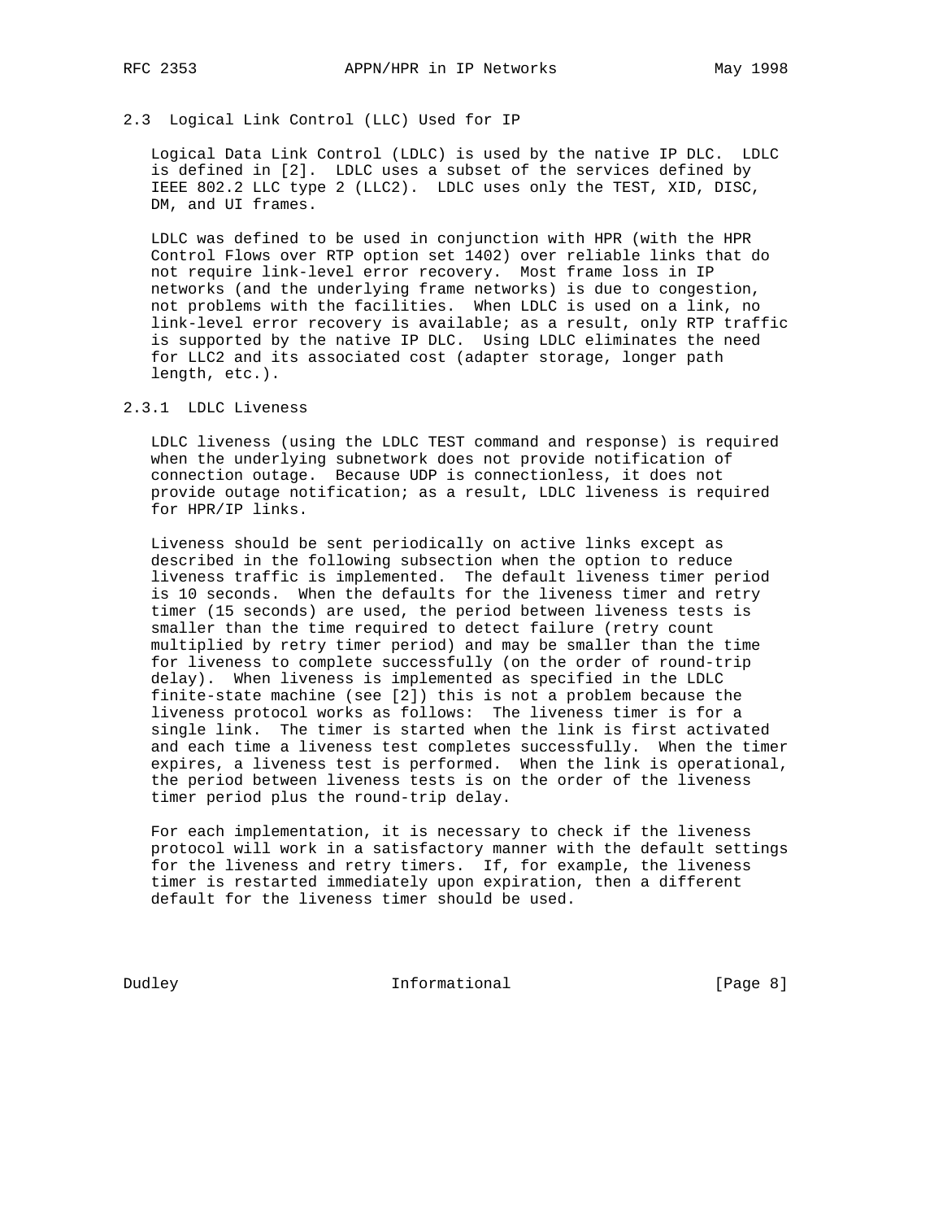## 2.3 Logical Link Control (LLC) Used for IP

Logical Data Link Control (LDLC) is used by the native IP DLC. LDLC is defined in [2]. LDLC uses a subset of the services defined by IEEE 802.2 LLC type 2 (LLC2). LDLC uses only the TEST, XID, DISC, DM, and UI frames.

LDLC was defined to be used in conjunction with HPR (with the HPR Control Flows over RTP option set 1402) over reliable links that do not require link-level error recovery. Most frame loss in IP networks (and the underlying frame networks) is due to congestion, not problems with the facilities. When LDLC is used on a link, no link-level error recovery is available; as a result, only RTP traffic is supported by the native IP DLC. Using LDLC eliminates the need for LLC2 and its associated cost (adapter storage, longer path length, etc.).

### 2.3.1 LDLC Liveness

LDLC liveness (using the LDLC TEST command and response) is required when the underlying subnetwork does not provide notification of connection outage. Because UDP is connectionless, it does not provide outage notification; as a result, LDLC liveness is required for HPR/IP links.

Liveness should be sent periodically on active links except as described in the following subsection when the option to reduce liveness traffic is implemented. The default liveness timer period is 10 seconds. When the defaults for the liveness timer and retry timer (15 seconds) are used, the period between liveness tests is smaller than the time required to detect failure (retry count multiplied by retry timer period) and may be smaller than the time for liveness to complete successfully (on the order of round-trip delay). When liveness is implemented as specified in the LDLC finite-state machine (see [2]) this is not a problem because the liveness protocol works as follows: The liveness timer is for a single link. The timer is started when the link is first activated and each time a liveness test completes successfully. When the timer expires, a liveness test is performed. When the link is operational, the period between liveness tests is on the order of the liveness timer period plus the round-trip delay.

For each implementation, it is necessary to check if the liveness protocol will work in a satisfactory manner with the default settings for the liveness and retry timers. If, for example, the liveness timer is restarted immediately upon expiration, then a different default for the liveness timer should be used.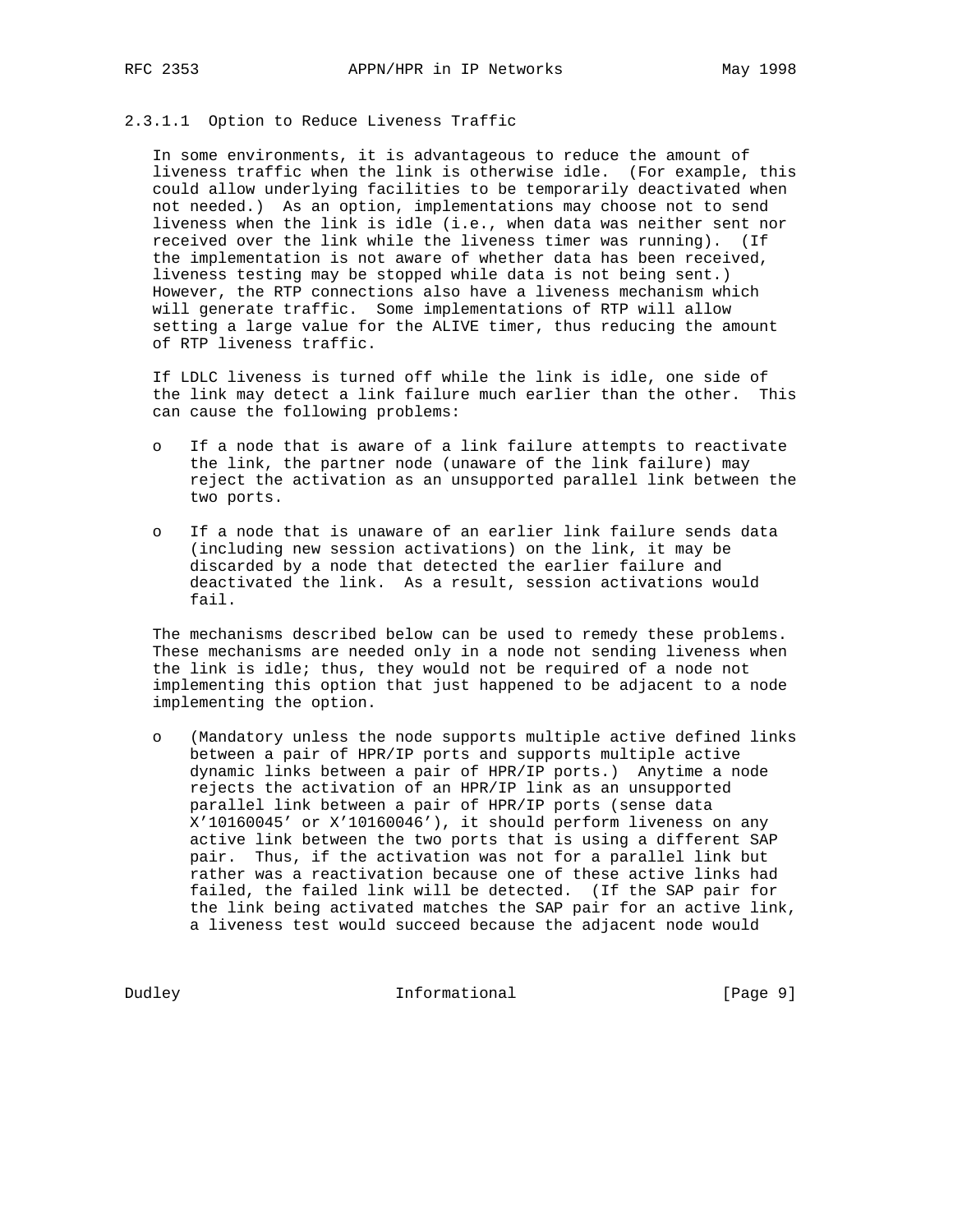#### 2.3.1.1 Option to Reduce Liveness Traffic

In some environments, it is advantageous to reduce the amount of liveness traffic when the link is otherwise idle. (For example, this could allow underlying facilities to be temporarily deactivated when not needed.) As an option, implementations may choose not to send liveness when the link is idle (i.e., when data was neither sent nor received over the link while the liveness timer was running). (If the implementation is not aware of whether data has been received, liveness testing may be stopped while data is not being sent.) However, the RTP connections also have a liveness mechanism which will generate traffic. Some implementations of RTP will allow setting a large value for the ALIVE timer, thus reducing the amount of RTP liveness traffic.

If LDLC liveness is turned off while the link is idle, one side of the link may detect a link failure much earlier than the other. This can cause the following problems:

- If a node that is aware of a link failure attempts to reactivate the link, the partner node (unaware of the link failure) may reject the activation as an unsupported parallel link between the two ports.

- If a node that is unaware of an earlier link failure sends data (including new session activations) on the link, it may be discarded by a node that detected the earlier failure and deactivated the link. As a result, session activations would fail.

The mechanisms described below can be used to remedy these problems. These mechanisms are needed only in a node not sending liveness when the link is idle; thus, they would not be required of a node not implementing this option that just happened to be adjacent to a node implementing the option.

- (Mandatory unless the node supports multiple active defined links between a pair of HPR/IP ports and supports multiple active dynamic links between a pair of HPR/IP ports.) Anytime a node rejects the activation of an HPR/IP link as an unsupported parallel link between a pair of HPR/IP ports (sense data X'10160045' or X'10160046'), it should perform liveness on any active link between the two ports that is using a different SAP pair. Thus, if the activation was not for a parallel link but rather was a reactivation because one of these active links had failed, the failed link will be detected. (If the SAP pair for the link being activated matches the SAP pair for an active link, a liveness test would succeed because the adjacent node would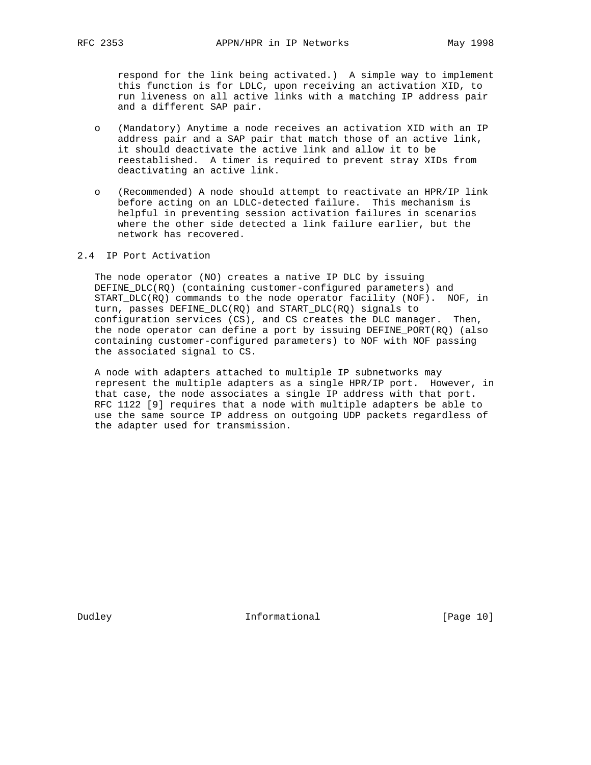respond for the link being activated.) A simple way to implement this function is for LDLC, upon receiving an activation XID, to run liveness on all active links with a matching IP address pair and a different SAP pair.

- (Mandatory) Anytime a node receives an activation XID with an IP address pair and a SAP pair that match those of an active link, it should deactivate the active link and allow it to be reestablished. A timer is required to prevent stray XIDs from deactivating an active link.

- (Recommended) A node should attempt to reactivate an HPR/IP link before acting on an LDLC-detected failure. This mechanism is helpful in preventing session activation failures in scenarios where the other side detected a link failure earlier, but the network has recovered.

## 2.4 IP Port Activation

The node operator (NO) creates a native IP DLC by issuing DEFINE_DLC(RQ) (containing customer-configured parameters) and START_DLC(RQ) commands to the node operator facility (NOF). NOF, in turn, passes DEFINE_DLC(RQ) and START_DLC(RQ) signals to configuration services (CS), and CS creates the DLC manager. Then, the node operator can define a port by issuing DEFINE_PORT(RQ) (also containing customer-configured parameters) to NOF with NOF passing the associated signal to CS.

A node with adapters attached to multiple IP subnetworks may represent the multiple adapters as a single HPR/IP port. However, in that case, the node associates a single IP address with that port. RFC 1122 [9] requires that a node with multiple adapters be able to use the same source IP address on outgoing UDP packets regardless of the adapter used for transmission.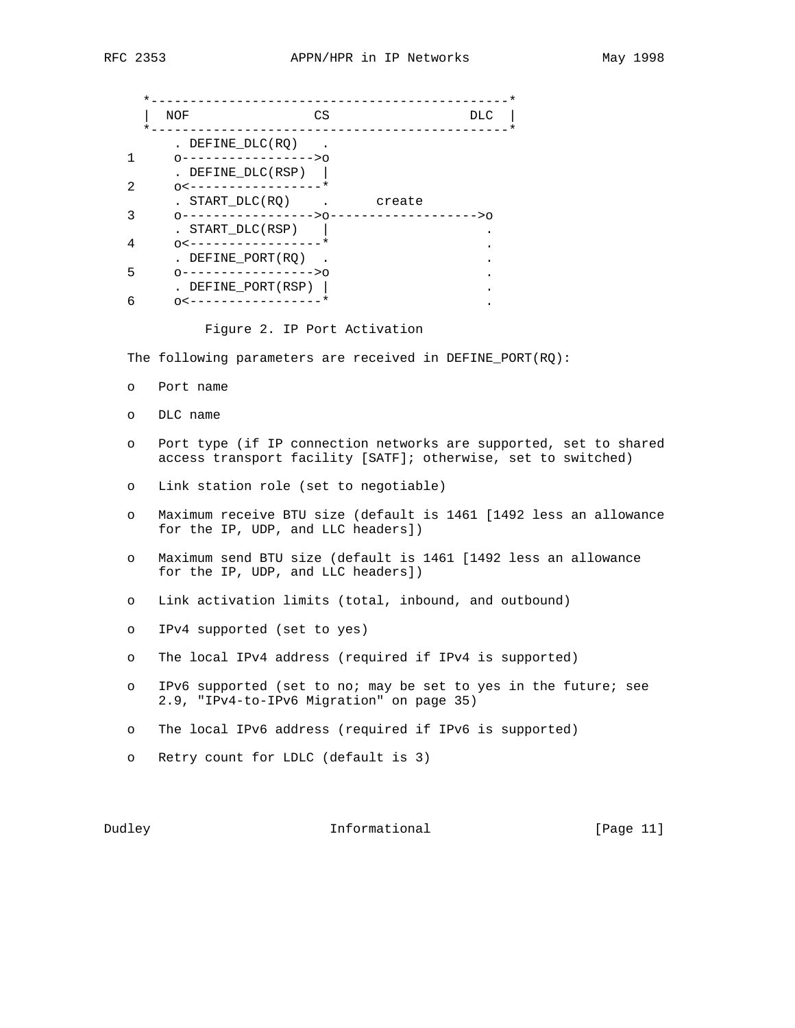```
      *---------------------------------------------*
      |  NOF               CS                  DLC  |
      *---------------------------------------------*
          . DEFINE_DLC(RQ)   .
   1      o----------------->o
          . DEFINE_DLC(RSP)  |
   2      o<-----------------*
          . START_DLC(RQ)    .      create
   3      o----------------->o------------------->o
          . START_DLC(RSP)   |                    .
   4      o<-----------------*                    .
          . DEFINE_PORT(RQ)  .                    .
   5      o----------------->o                    .
          . DEFINE_PORT(RSP) |                    .
   6      o<-----------------*                    .
```

Figure 2. IP Port Activation

The following parameters are received in DEFINE_PORT(RQ):

- Port name
- DLC name
- Port type (if IP connection networks are supported, set to shared access transport facility [SATF]; otherwise, set to switched)
- Link station role (set to negotiable)
- Maximum receive BTU size (default is 1461 [1492 less an allowance for the IP, UDP, and LLC headers])
- Maximum send BTU size (default is 1461 [1492 less an allowance for the IP, UDP, and LLC headers])
- Link activation limits (total, inbound, and outbound)
- IPv4 supported (set to yes)
- The local IPv4 address (required if IPv4 is supported)
- IPv6 supported (set to no; may be set to yes in the future; see 2.9, "IPv4-to-IPv6 Migration" on page 35)
- The local IPv6 address (required if IPv6 is supported)
- Retry count for LDLC (default is 3)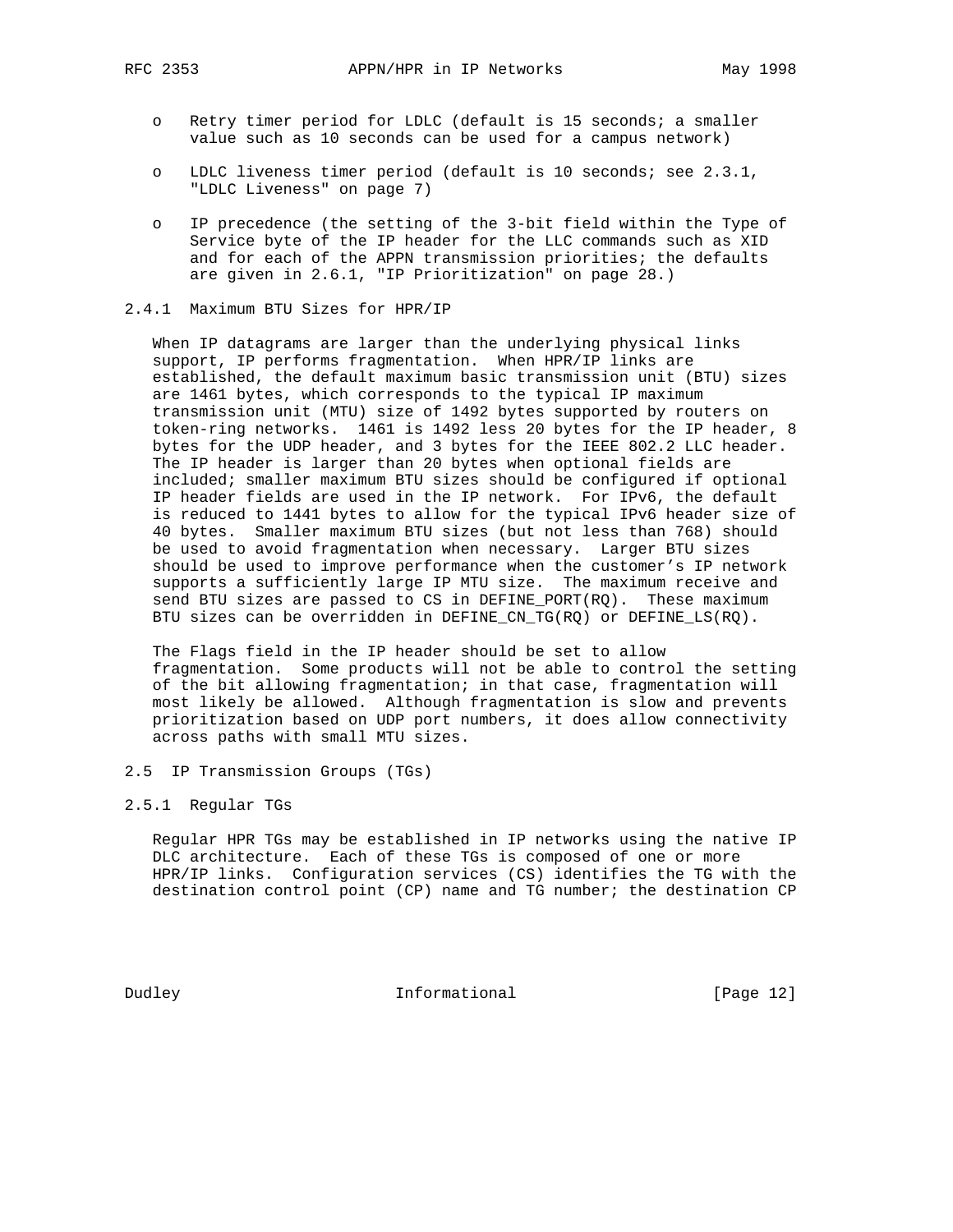- Retry timer period for LDLC (default is 15 seconds; a smaller value such as 10 seconds can be used for a campus network)
- LDLC liveness timer period (default is 10 seconds; see 2.3.1, "LDLC Liveness" on page 7)
- IP precedence (the setting of the 3-bit field within the Type of Service byte of the IP header for the LLC commands such as XID and for each of the APPN transmission priorities; the defaults are given in 2.6.1, "IP Prioritization" on page 28.)

### 2.4.1 Maximum BTU Sizes for HPR/IP

When IP datagrams are larger than the underlying physical links support, IP performs fragmentation. When HPR/IP links are established, the default maximum basic transmission unit (BTU) sizes are 1461 bytes, which corresponds to the typical IP maximum transmission unit (MTU) size of 1492 bytes supported by routers on token-ring networks. 1461 is 1492 less 20 bytes for the IP header, 8 bytes for the UDP header, and 3 bytes for the IEEE 802.2 LLC header. The IP header is larger than 20 bytes when optional fields are included; smaller maximum BTU sizes should be configured if optional IP header fields are used in the IP network. For IPv6, the default is reduced to 1441 bytes to allow for the typical IPv6 header size of 40 bytes. Smaller maximum BTU sizes (but not less than 768) should be used to avoid fragmentation when necessary. Larger BTU sizes should be used to improve performance when the customer's IP network supports a sufficiently large IP MTU size. The maximum receive and send BTU sizes are passed to CS in DEFINE_PORT(RQ). These maximum BTU sizes can be overridden in DEFINE_CN_TG(RQ) or DEFINE_LS(RQ).

The Flags field in the IP header should be set to allow fragmentation. Some products will not be able to control the setting of the bit allowing fragmentation; in that case, fragmentation will most likely be allowed. Although fragmentation is slow and prevents prioritization based on UDP port numbers, it does allow connectivity across paths with small MTU sizes.

## 2.5 IP Transmission Groups (TGs)

### 2.5.1 Regular TGs

Regular HPR TGs may be established in IP networks using the native IP DLC architecture. Each of these TGs is composed of one or more HPR/IP links. Configuration services (CS) identifies the TG with the destination control point (CP) name and TG number; the destination CP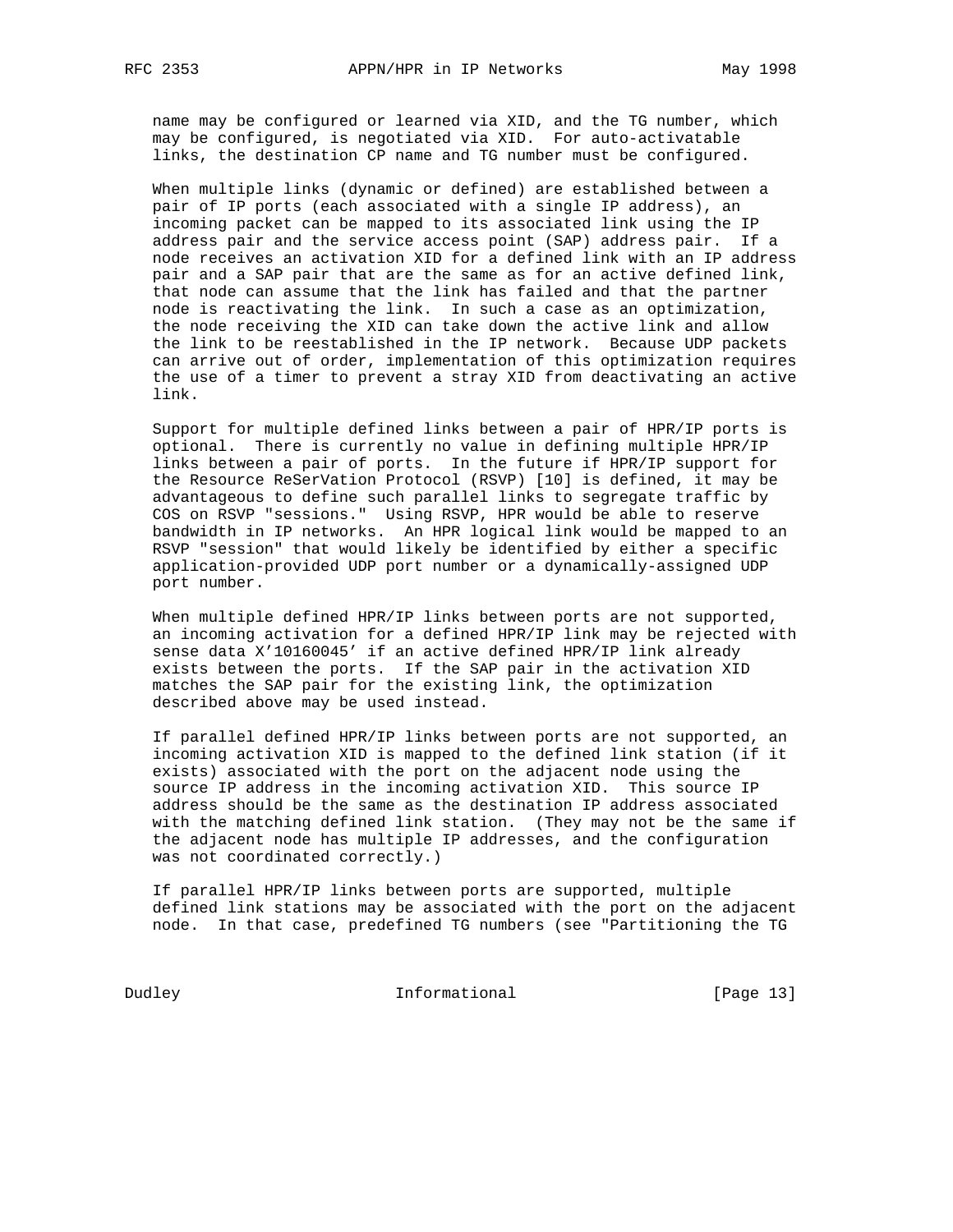name may be configured or learned via XID, and the TG number, which may be configured, is negotiated via XID. For auto-activatable links, the destination CP name and TG number must be configured.

When multiple links (dynamic or defined) are established between a pair of IP ports (each associated with a single IP address), an incoming packet can be mapped to its associated link using the IP address pair and the service access point (SAP) address pair. If a node receives an activation XID for a defined link with an IP address pair and a SAP pair that are the same as for an active defined link, that node can assume that the link has failed and that the partner node is reactivating the link. In such a case as an optimization, the node receiving the XID can take down the active link and allow the link to be reestablished in the IP network. Because UDP packets can arrive out of order, implementation of this optimization requires the use of a timer to prevent a stray XID from deactivating an active link.

Support for multiple defined links between a pair of HPR/IP ports is optional. There is currently no value in defining multiple HPR/IP links between a pair of ports. In the future if HPR/IP support for the Resource ReSerVation Protocol (RSVP) [10] is defined, it may be advantageous to define such parallel links to segregate traffic by COS on RSVP "sessions." Using RSVP, HPR would be able to reserve bandwidth in IP networks. An HPR logical link would be mapped to an RSVP "session" that would likely be identified by either a specific application-provided UDP port number or a dynamically-assigned UDP port number.

When multiple defined HPR/IP links between ports are not supported, an incoming activation for a defined HPR/IP link may be rejected with sense data X'10160045' if an active defined HPR/IP link already exists between the ports. If the SAP pair in the activation XID matches the SAP pair for the existing link, the optimization described above may be used instead.

If parallel defined HPR/IP links between ports are not supported, an incoming activation XID is mapped to the defined link station (if it exists) associated with the port on the adjacent node using the source IP address in the incoming activation XID. This source IP address should be the same as the destination IP address associated with the matching defined link station. (They may not be the same if the adjacent node has multiple IP addresses, and the configuration was not coordinated correctly.)

If parallel HPR/IP links between ports are supported, multiple defined link stations may be associated with the port on the adjacent node. In that case, predefined TG numbers (see "Partitioning the TG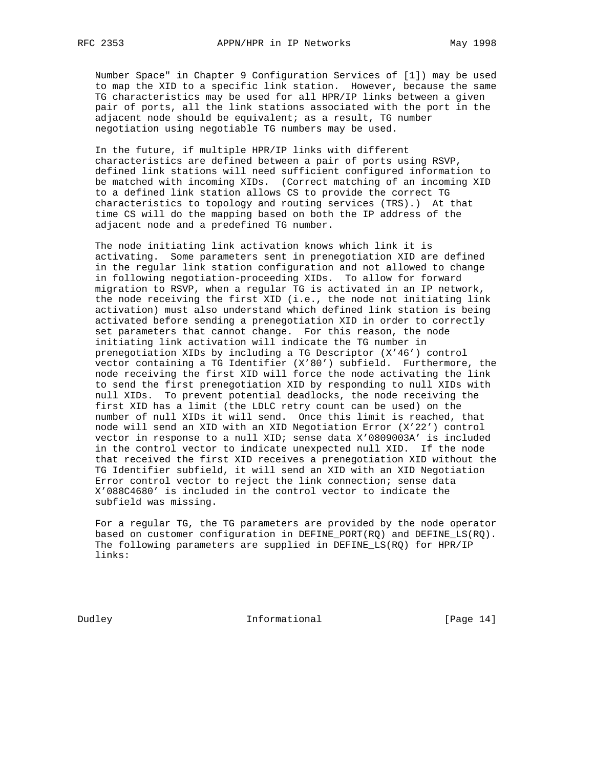Number Space" in Chapter 9 Configuration Services of [1]) may be used to map the XID to a specific link station. However, because the same TG characteristics may be used for all HPR/IP links between a given pair of ports, all the link stations associated with the port in the adjacent node should be equivalent; as a result, TG number negotiation using negotiable TG numbers may be used.

In the future, if multiple HPR/IP links with different characteristics are defined between a pair of ports using RSVP, defined link stations will need sufficient configured information to be matched with incoming XIDs. (Correct matching of an incoming XID to a defined link station allows CS to provide the correct TG characteristics to topology and routing services (TRS).) At that time CS will do the mapping based on both the IP address of the adjacent node and a predefined TG number.

The node initiating link activation knows which link it is activating. Some parameters sent in prenegotiation XID are defined in the regular link station configuration and not allowed to change in following negotiation-proceeding XIDs. To allow for forward migration to RSVP, when a regular TG is activated in an IP network, the node receiving the first XID (i.e., the node not initiating link activation) must also understand which defined link station is being activated before sending a prenegotiation XID in order to correctly set parameters that cannot change. For this reason, the node initiating link activation will indicate the TG number in prenegotiation XIDs by including a TG Descriptor (X'46') control vector containing a TG Identifier (X'80') subfield. Furthermore, the node receiving the first XID will force the node activating the link to send the first prenegotiation XID by responding to null XIDs with null XIDs. To prevent potential deadlocks, the node receiving the first XID has a limit (the LDLC retry count can be used) on the number of null XIDs it will send. Once this limit is reached, that node will send an XID with an XID Negotiation Error (X'22') control vector in response to a null XID; sense data X'0809003A' is included in the control vector to indicate unexpected null XID. If the node that received the first XID receives a prenegotiation XID without the TG Identifier subfield, it will send an XID with an XID Negotiation Error control vector to reject the link connection; sense data X'088C4680' is included in the control vector to indicate the subfield was missing.

For a regular TG, the TG parameters are provided by the node operator based on customer configuration in DEFINE_PORT(RQ) and DEFINE_LS(RQ). The following parameters are supplied in DEFINE_LS(RQ) for HPR/IP links: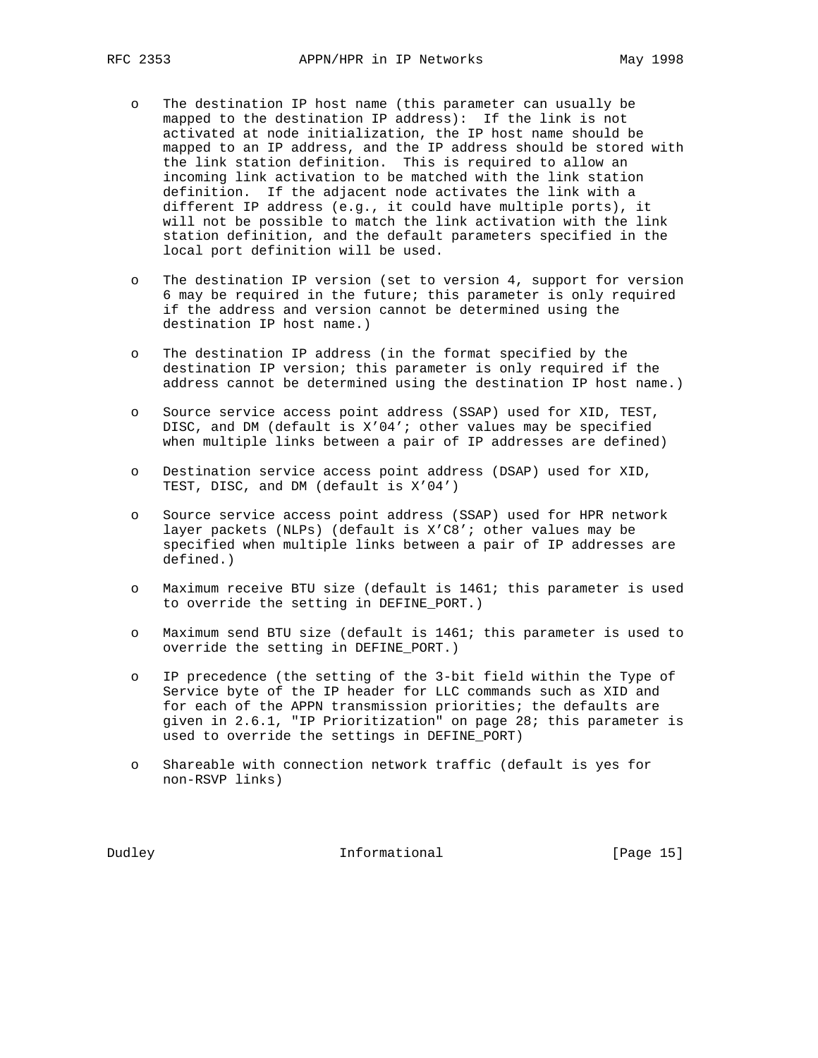- The destination IP host name (this parameter can usually be mapped to the destination IP address): If the link is not activated at node initialization, the IP host name should be mapped to an IP address, and the IP address should be stored with the link station definition. This is required to allow an incoming link activation to be matched with the link station definition. If the adjacent node activates the link with a different IP address (e.g., it could have multiple ports), it will not be possible to match the link activation with the link station definition, and the default parameters specified in the local port definition will be used.

- The destination IP version (set to version 4, support for version 6 may be required in the future; this parameter is only required if the address and version cannot be determined using the destination IP host name.)

- The destination IP address (in the format specified by the destination IP version; this parameter is only required if the address cannot be determined using the destination IP host name.)

- Source service access point address (SSAP) used for XID, TEST, DISC, and DM (default is X'04'; other values may be specified when multiple links between a pair of IP addresses are defined)

- Destination service access point address (DSAP) used for XID, TEST, DISC, and DM (default is X'04')

- Source service access point address (SSAP) used for HPR network layer packets (NLPs) (default is X'C8'; other values may be specified when multiple links between a pair of IP addresses are defined.)

- Maximum receive BTU size (default is 1461; this parameter is used to override the setting in DEFINE_PORT.)

- Maximum send BTU size (default is 1461; this parameter is used to override the setting in DEFINE_PORT.)

- IP precedence (the setting of the 3-bit field within the Type of Service byte of the IP header for LLC commands such as XID and for each of the APPN transmission priorities; the defaults are given in 2.6.1, "IP Prioritization" on page 28; this parameter is used to override the settings in DEFINE_PORT)

- Shareable with connection network traffic (default is yes for non-RSVP links)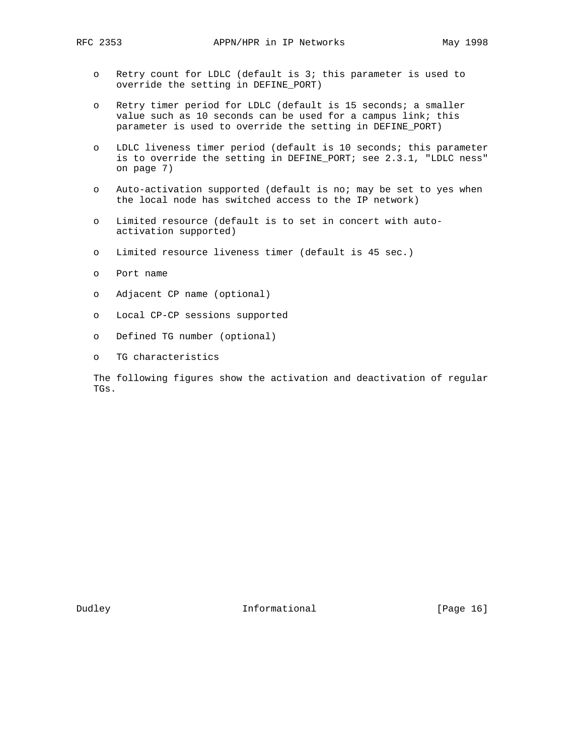- Retry count for LDLC (default is 3; this parameter is used to override the setting in DEFINE_PORT)

- Retry timer period for LDLC (default is 15 seconds; a smaller value such as 10 seconds can be used for a campus link; this parameter is used to override the setting in DEFINE_PORT)

- LDLC liveness timer period (default is 10 seconds; this parameter is to override the setting in DEFINE_PORT; see 2.3.1, "LDLC ness" on page 7)

- Auto-activation supported (default is no; may be set to yes when the local node has switched access to the IP network)

- Limited resource (default is to set in concert with auto-activation supported)

- Limited resource liveness timer (default is 45 sec.)

- Port name

- Adjacent CP name (optional)

- Local CP-CP sessions supported

- Defined TG number (optional)

- TG characteristics

The following figures show the activation and deactivation of regular TGs.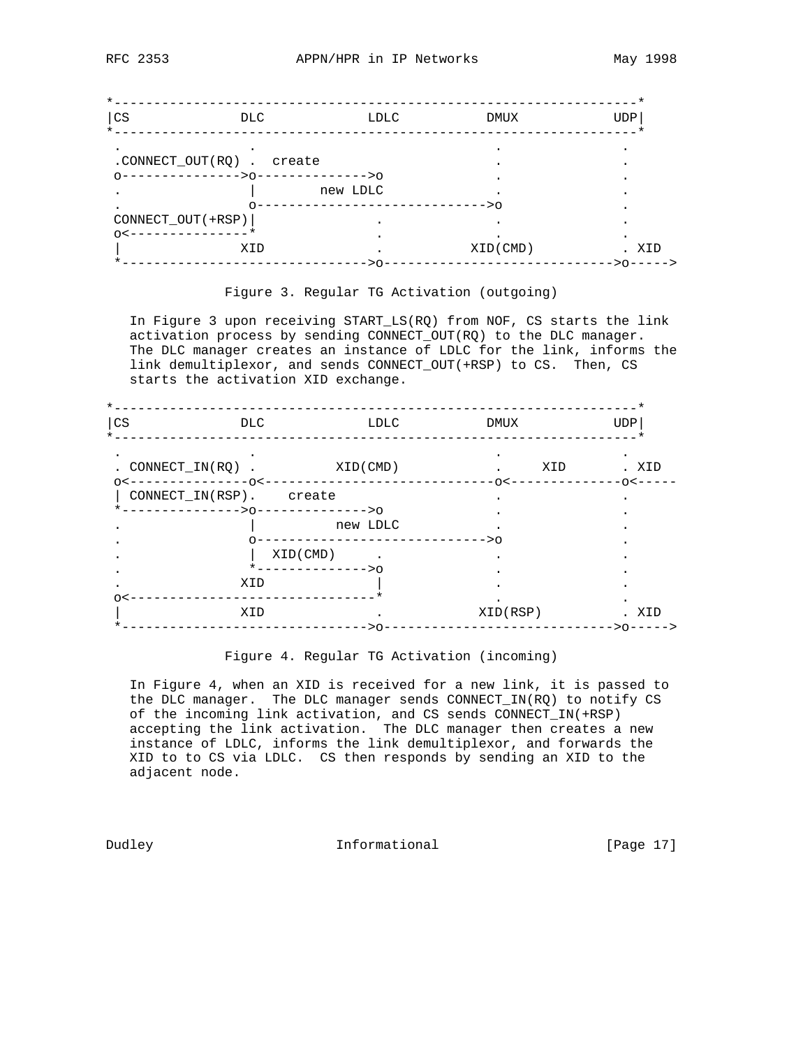```
*-----------------------------------------------------------------*
|CS              DLC              LDLC          DMUX           UDP|
*-----------------------------------------------------------------*
 .               .                              .               .
 .CONNECT_OUT(RQ) .  create                     .               .
 o--------------->o-------------->o             .               .
 .               |        new LDLC              .               .
 .               o----------------------------->o               .
 CONNECT_OUT(+RSP)|               .             .               .
 o<--------------*                .             .               .
 |               XID              .          XID(CMD)           . XID
 *------------------------------->o----------------------------->o----->
```

Figure 3. Regular TG Activation (outgoing)

In Figure 3 upon receiving START_LS(RQ) from NOF, CS starts the link activation process by sending CONNECT_OUT(RQ) to the DLC manager. The DLC manager creates an instance of LDLC for the link, informs the link demultiplexor, and sends CONNECT_OUT(+RSP) to CS. Then, CS starts the activation XID exchange.

```
*-----------------------------------------------------------------*
|CS              DLC              LDLC          DMUX           UDP|
*-----------------------------------------------------------------*
 .               .                              .               .
 . CONNECT_IN(RQ) .          XID(CMD)           .     XID       . XID
 o<--------------o<-----------------------------o<--------------o<-----
 | CONNECT_IN(RSP).    create                   .               .
 *--------------->o-------------->o             .               .
 .               |          new LDLC            .               .
 .               o----------------------------->o               .
 .               |  XID(CMD)      .             .               .
 .               *-------------->o              .               .
 .               XID             |              .               .
 o<------------------------------*              .               .
 |               XID              .          XID(RSP)           . XID
 *------------------------------->o----------------------------->o----->
```

Figure 4. Regular TG Activation (incoming)

In Figure 4, when an XID is received for a new link, it is passed to the DLC manager. The DLC manager sends CONNECT_IN(RQ) to notify CS of the incoming link activation, and CS sends CONNECT_IN(+RSP) accepting the link activation. The DLC manager then creates a new instance of LDLC, informs the link demultiplexor, and forwards the XID to to CS via LDLC. CS then responds by sending an XID to the adjacent node.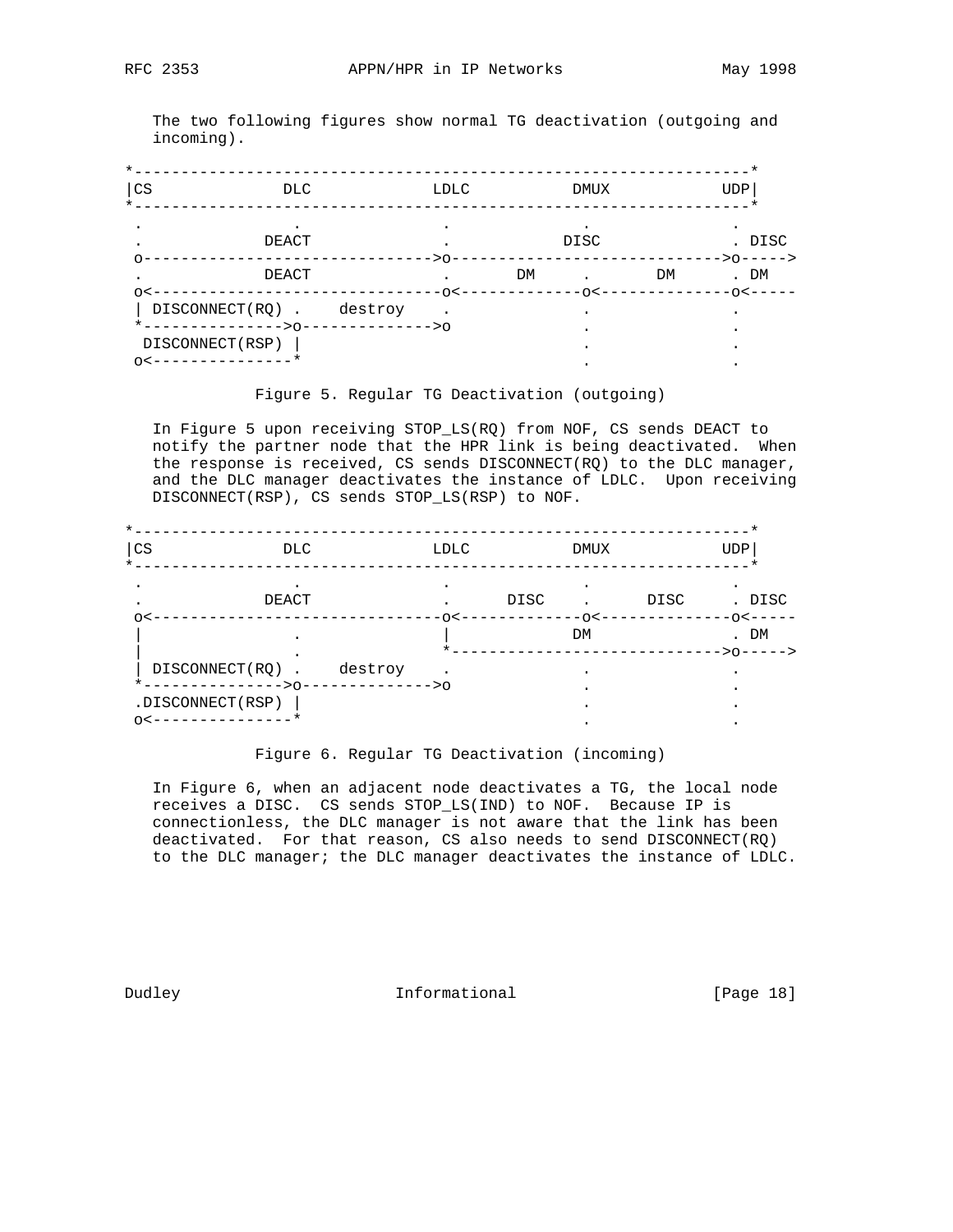The two following figures show normal TG deactivation (outgoing and incoming).

```
*-----------------------------------------------------------------*
|CS             DLC             LDLC           DMUX            UDP|
*-----------------------------------------------------------------*
 .               .               .              .               .
 .             DEACT             .             DISC             . DISC
 o------------------------------->o------------------------------>o----->
 .             DEACT             .      DM      .       DM      . DM
 o<-------------------------------o<-------------o<--------------o<-----
 | DISCONNECT(RQ) .    destroy    .              .               .
 *--------------->o-------------->o              .               .
  DISCONNECT(RSP) |                              .               .
 o<---------------*                              .               .
```

Figure 5. Regular TG Deactivation (outgoing)

In Figure 5 upon receiving STOP_LS(RQ) from NOF, CS sends DEACT to notify the partner node that the HPR link is being deactivated. When the response is received, CS sends DISCONNECT(RQ) to the DLC manager, and the DLC manager deactivates the instance of LDLC. Upon receiving DISCONNECT(RSP), CS sends STOP_LS(RSP) to NOF.

```
*-----------------------------------------------------------------*
|CS             DLC             LDLC           DMUX            UDP|
*-----------------------------------------------------------------*
 .               .               .              .               .
 .             DEACT             .      DISC    .      DISC     . DISC
 o<-------------------------------o<-------------o<--------------o<-----
 |               .               |              DM              . DM
 |               .               *------------------------------>o----->
 | DISCONNECT(RQ) .    destroy    .              .               .
 *--------------->o-------------->o              .               .
 .DISCONNECT(RSP) |                              .               .
 o<---------------*                              .               .
```

Figure 6. Regular TG Deactivation (incoming)

In Figure 6, when an adjacent node deactivates a TG, the local node receives a DISC. CS sends STOP_LS(IND) to NOF. Because IP is connectionless, the DLC manager is not aware that the link has been deactivated. For that reason, CS also needs to send DISCONNECT(RQ) to the DLC manager; the DLC manager deactivates the instance of LDLC.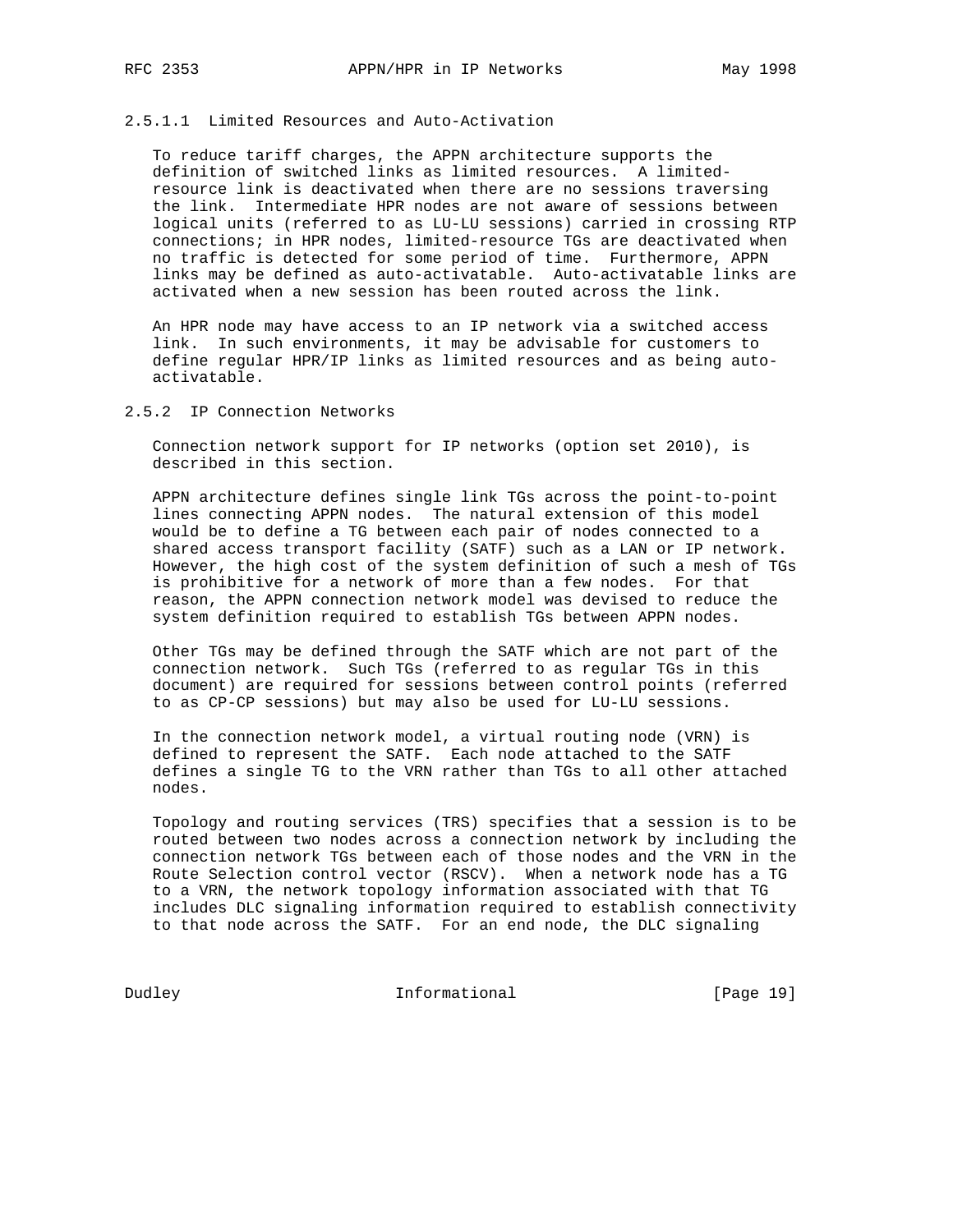#### 2.5.1.1 Limited Resources and Auto-Activation

To reduce tariff charges, the APPN architecture supports the definition of switched links as limited resources. A limited-resource link is deactivated when there are no sessions traversing the link. Intermediate HPR nodes are not aware of sessions between logical units (referred to as LU-LU sessions) carried in crossing RTP connections; in HPR nodes, limited-resource TGs are deactivated when no traffic is detected for some period of time. Furthermore, APPN links may be defined as auto-activatable. Auto-activatable links are activated when a new session has been routed across the link.

An HPR node may have access to an IP network via a switched access link. In such environments, it may be advisable for customers to define regular HPR/IP links as limited resources and as being auto-activatable.

### 2.5.2 IP Connection Networks

Connection network support for IP networks (option set 2010), is described in this section.

APPN architecture defines single link TGs across the point-to-point lines connecting APPN nodes. The natural extension of this model would be to define a TG between each pair of nodes connected to a shared access transport facility (SATF) such as a LAN or IP network. However, the high cost of the system definition of such a mesh of TGs is prohibitive for a network of more than a few nodes. For that reason, the APPN connection network model was devised to reduce the system definition required to establish TGs between APPN nodes.

Other TGs may be defined through the SATF which are not part of the connection network. Such TGs (referred to as regular TGs in this document) are required for sessions between control points (referred to as CP-CP sessions) but may also be used for LU-LU sessions.

In the connection network model, a virtual routing node (VRN) is defined to represent the SATF. Each node attached to the SATF defines a single TG to the VRN rather than TGs to all other attached nodes.

Topology and routing services (TRS) specifies that a session is to be routed between two nodes across a connection network by including the connection network TGs between each of those nodes and the VRN in the Route Selection control vector (RSCV). When a network node has a TG to a VRN, the network topology information associated with that TG includes DLC signaling information required to establish connectivity to that node across the SATF. For an end node, the DLC signaling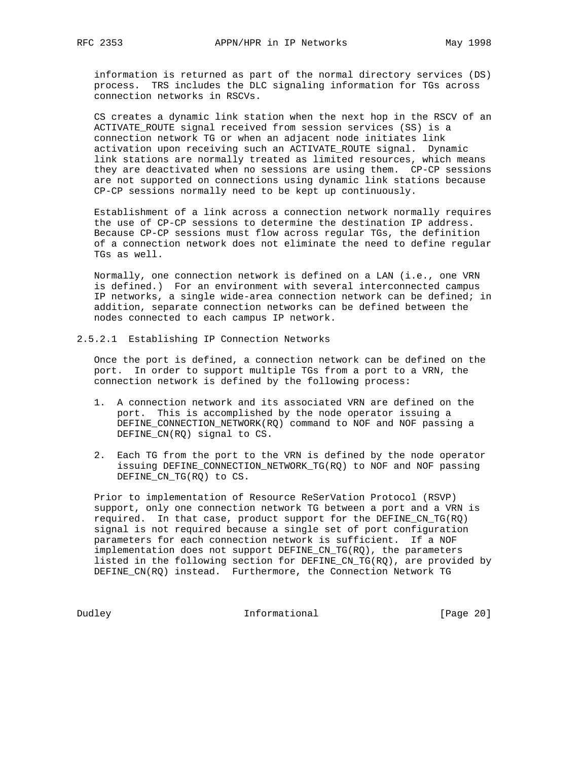information is returned as part of the normal directory services (DS) process. TRS includes the DLC signaling information for TGs across connection networks in RSCVs.

CS creates a dynamic link station when the next hop in the RSCV of an ACTIVATE_ROUTE signal received from session services (SS) is a connection network TG or when an adjacent node initiates link activation upon receiving such an ACTIVATE_ROUTE signal. Dynamic link stations are normally treated as limited resources, which means they are deactivated when no sessions are using them. CP-CP sessions are not supported on connections using dynamic link stations because CP-CP sessions normally need to be kept up continuously.

Establishment of a link across a connection network normally requires the use of CP-CP sessions to determine the destination IP address. Because CP-CP sessions must flow across regular TGs, the definition of a connection network does not eliminate the need to define regular TGs as well.

Normally, one connection network is defined on a LAN (i.e., one VRN is defined.) For an environment with several interconnected campus IP networks, a single wide-area connection network can be defined; in addition, separate connection networks can be defined between the nodes connected to each campus IP network.

#### 2.5.2.1 Establishing IP Connection Networks

Once the port is defined, a connection network can be defined on the port. In order to support multiple TGs from a port to a VRN, the connection network is defined by the following process:

1. A connection network and its associated VRN are defined on the port. This is accomplished by the node operator issuing a DEFINE_CONNECTION_NETWORK(RQ) command to NOF and NOF passing a DEFINE_CN(RQ) signal to CS.

2. Each TG from the port to the VRN is defined by the node operator issuing DEFINE_CONNECTION_NETWORK_TG(RQ) to NOF and NOF passing DEFINE_CN_TG(RQ) to CS.

Prior to implementation of Resource ReSerVation Protocol (RSVP) support, only one connection network TG between a port and a VRN is required. In that case, product support for the DEFINE_CN_TG(RQ) signal is not required because a single set of port configuration parameters for each connection network is sufficient. If a NOF implementation does not support DEFINE_CN_TG(RQ), the parameters listed in the following section for DEFINE_CN_TG(RQ), are provided by DEFINE_CN(RQ) instead. Furthermore, the Connection Network TG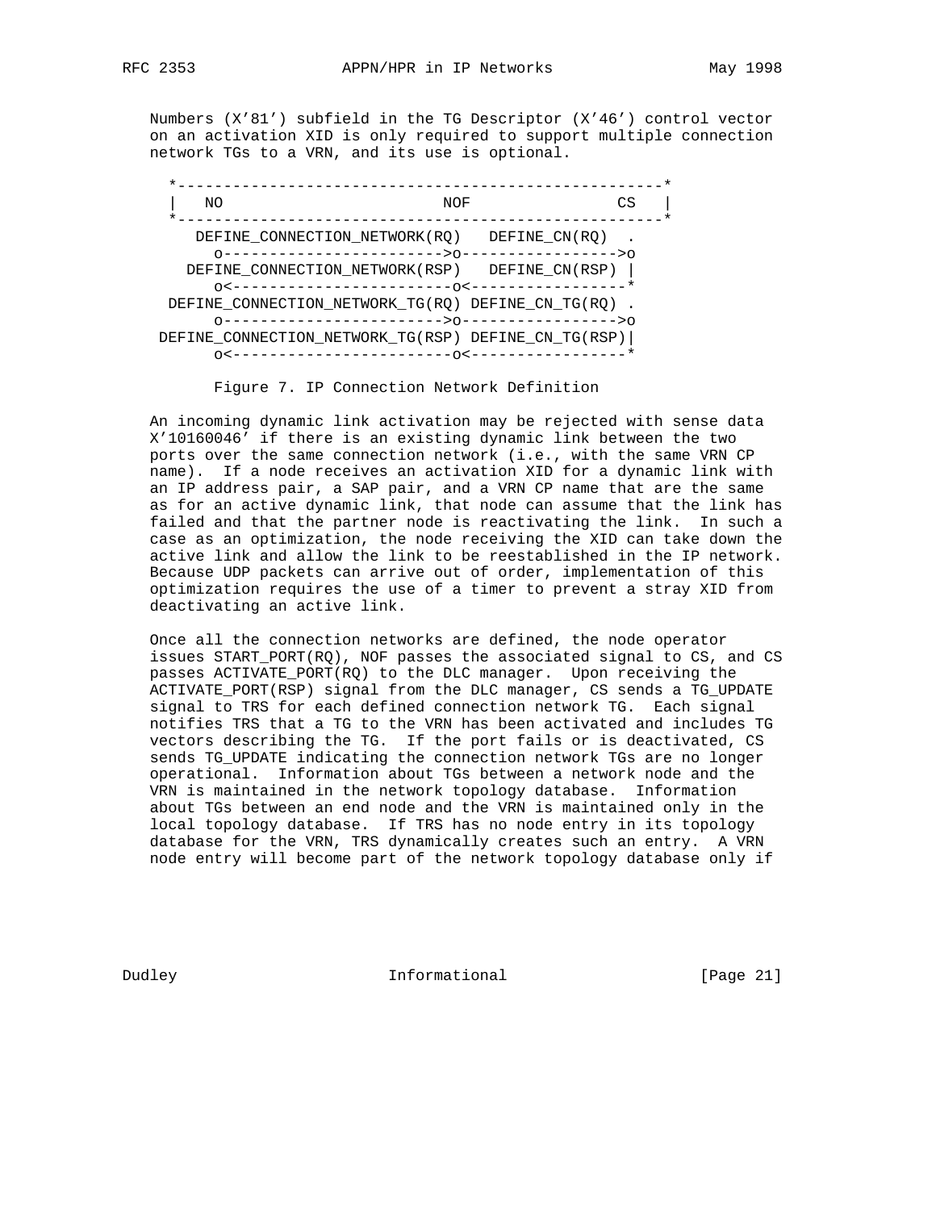Numbers (X'81') subfield in the TG Descriptor (X'46') control vector on an activation XID is only required to support multiple connection network TGs to a VRN, and its use is optional.

```
*----------------------------------------------------*
|  NO                        NOF              CS   |
*----------------------------------------------------*
   DEFINE_CONNECTION_NETWORK(RQ)   DEFINE_CN(RQ)  .
     o------------------------>o----------------->o
  DEFINE_CONNECTION_NETWORK(RSP)   DEFINE_CN(RSP) |
     o<------------------------o<-----------------*
 DEFINE_CONNECTION_NETWORK_TG(RQ) DEFINE_CN_TG(RQ) .
     o------------------------>o----------------->o
DEFINE_CONNECTION_NETWORK_TG(RSP) DEFINE_CN_TG(RSP)|
     o<------------------------o<-----------------*
```

Figure 7. IP Connection Network Definition

An incoming dynamic link activation may be rejected with sense data X'10160046' if there is an existing dynamic link between the two ports over the same connection network (i.e., with the same VRN CP name). If a node receives an activation XID for a dynamic link with an IP address pair, a SAP pair, and a VRN CP name that are the same as for an active dynamic link, that node can assume that the link has failed and that the partner node is reactivating the link. In such a case as an optimization, the node receiving the XID can take down the active link and allow the link to be reestablished in the IP network. Because UDP packets can arrive out of order, implementation of this optimization requires the use of a timer to prevent a stray XID from deactivating an active link.

Once all the connection networks are defined, the node operator issues START_PORT(RQ), NOF passes the associated signal to CS, and CS passes ACTIVATE_PORT(RQ) to the DLC manager. Upon receiving the ACTIVATE_PORT(RSP) signal from the DLC manager, CS sends a TG_UPDATE signal to TRS for each defined connection network TG. Each signal notifies TRS that a TG to the VRN has been activated and includes TG vectors describing the TG. If the port fails or is deactivated, CS sends TG_UPDATE indicating the connection network TGs are no longer operational. Information about TGs between a network node and the VRN is maintained in the network topology database. Information about TGs between an end node and the VRN is maintained only in the local topology database. If TRS has no node entry in its topology database for the VRN, TRS dynamically creates such an entry. A VRN node entry will become part of the network topology database only if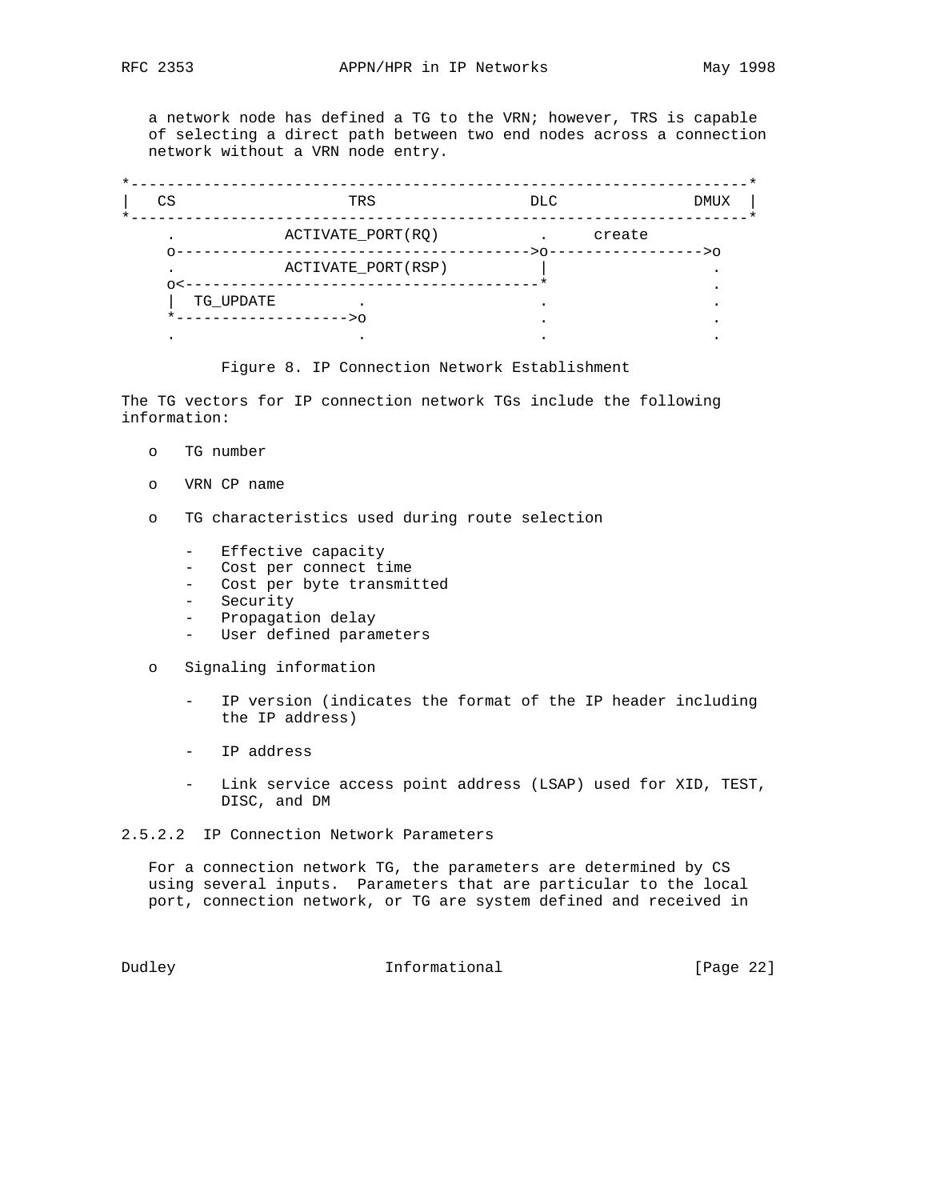a network node has defined a TG to the VRN; however, TRS is capable of selecting a direct path between two end nodes across a connection network without a VRN node entry.

```
*------------------------------------------------------------------*
|  CS                   TRS                 DLC               DMUX  |
*------------------------------------------------------------------*
     .            ACTIVATE_PORT(RQ)          .     create
     o--------------------------------------->o----------------->o
     .            ACTIVATE_PORT(RSP)         |                    .
     o<--------------------------------------*                    .
     |  TG_UPDATE          .                 .                    .
     *------------------->o                  .                    .
     .                     .                 .                    .
```

Figure 8. IP Connection Network Establishment

The TG vectors for IP connection network TGs include the following information:

- TG number
- VRN CP name
- TG characteristics used during route selection
  - Effective capacity
  - Cost per connect time
  - Cost per byte transmitted
  - Security
  - Propagation delay
  - User defined parameters
- Signaling information
  - IP version (indicates the format of the IP header including the IP address)
  - IP address
  - Link service access point address (LSAP) used for XID, TEST, DISC, and DM

#### 2.5.2.2 IP Connection Network Parameters

For a connection network TG, the parameters are determined by CS using several inputs. Parameters that are particular to the local port, connection network, or TG are system defined and received in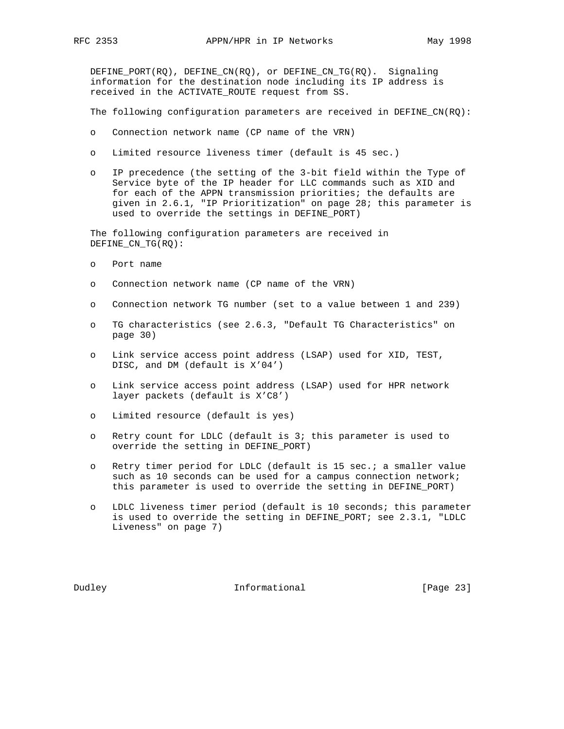DEFINE_PORT(RQ), DEFINE_CN(RQ), or DEFINE_CN_TG(RQ). Signaling information for the destination node including its IP address is received in the ACTIVATE_ROUTE request from SS.

The following configuration parameters are received in DEFINE_CN(RQ):

- Connection network name (CP name of the VRN)
- Limited resource liveness timer (default is 45 sec.)
- IP precedence (the setting of the 3-bit field within the Type of Service byte of the IP header for LLC commands such as XID and for each of the APPN transmission priorities; the defaults are given in 2.6.1, "IP Prioritization" on page 28; this parameter is used to override the settings in DEFINE_PORT)

The following configuration parameters are received in DEFINE_CN_TG(RQ):

- Port name
- Connection network name (CP name of the VRN)
- Connection network TG number (set to a value between 1 and 239)
- TG characteristics (see 2.6.3, "Default TG Characteristics" on page 30)
- Link service access point address (LSAP) used for XID, TEST, DISC, and DM (default is X'04')
- Link service access point address (LSAP) used for HPR network layer packets (default is X'C8')
- Limited resource (default is yes)
- Retry count for LDLC (default is 3; this parameter is used to override the setting in DEFINE_PORT)
- Retry timer period for LDLC (default is 15 sec.; a smaller value such as 10 seconds can be used for a campus connection network; this parameter is used to override the setting in DEFINE_PORT)
- LDLC liveness timer period (default is 10 seconds; this parameter is used to override the setting in DEFINE_PORT; see 2.3.1, "LDLC Liveness" on page 7)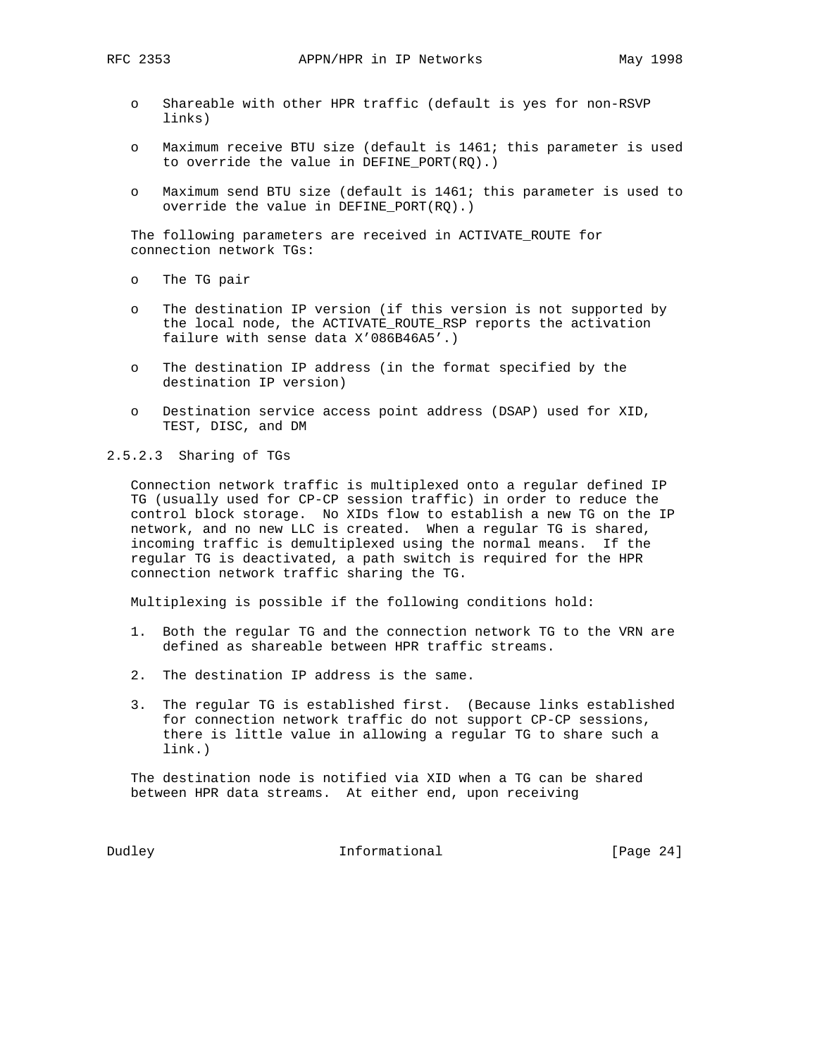- Shareable with other HPR traffic (default is yes for non-RSVP links)
- Maximum receive BTU size (default is 1461; this parameter is used to override the value in DEFINE_PORT(RQ).)
- Maximum send BTU size (default is 1461; this parameter is used to override the value in DEFINE_PORT(RQ).)

The following parameters are received in ACTIVATE_ROUTE for connection network TGs:

- The TG pair
- The destination IP version (if this version is not supported by the local node, the ACTIVATE_ROUTE_RSP reports the activation failure with sense data X'086B46A5'.)
- The destination IP address (in the format specified by the destination IP version)
- Destination service access point address (DSAP) used for XID, TEST, DISC, and DM

#### 2.5.2.3 Sharing of TGs

Connection network traffic is multiplexed onto a regular defined IP TG (usually used for CP-CP session traffic) in order to reduce the control block storage. No XIDs flow to establish a new TG on the IP network, and no new LLC is created. When a regular TG is shared, incoming traffic is demultiplexed using the normal means. If the regular TG is deactivated, a path switch is required for the HPR connection network traffic sharing the TG.

Multiplexing is possible if the following conditions hold:

1. Both the regular TG and the connection network TG to the VRN are defined as shareable between HPR traffic streams.
2. The destination IP address is the same.
3. The regular TG is established first. (Because links established for connection network traffic do not support CP-CP sessions, there is little value in allowing a regular TG to share such a link.)

The destination node is notified via XID when a TG can be shared between HPR data streams. At either end, upon receiving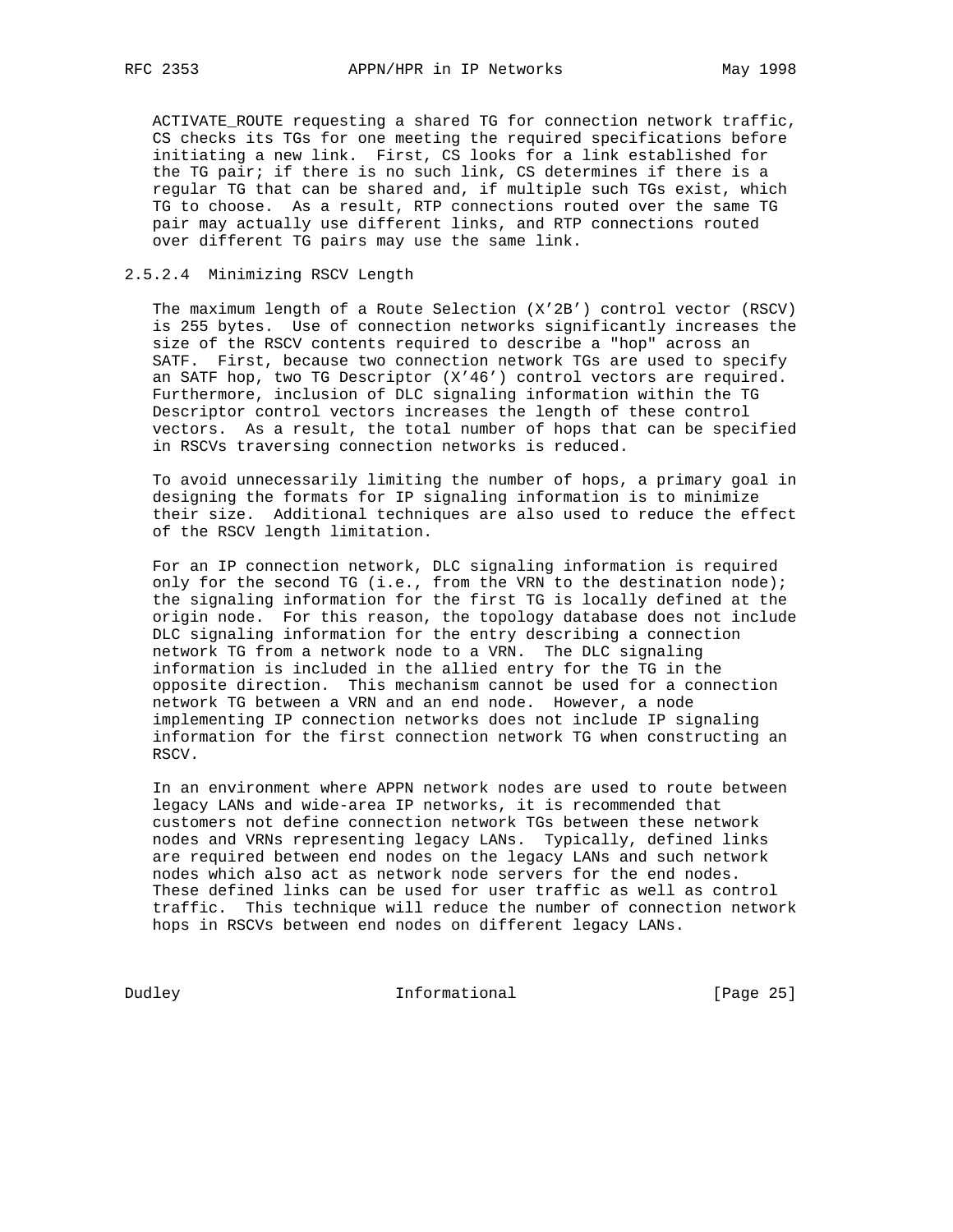ACTIVATE_ROUTE requesting a shared TG for connection network traffic, CS checks its TGs for one meeting the required specifications before initiating a new link. First, CS looks for a link established for the TG pair; if there is no such link, CS determines if there is a regular TG that can be shared and, if multiple such TGs exist, which TG to choose. As a result, RTP connections routed over the same TG pair may actually use different links, and RTP connections routed over different TG pairs may use the same link.

#### 2.5.2.4 Minimizing RSCV Length

The maximum length of a Route Selection (X'2B') control vector (RSCV) is 255 bytes. Use of connection networks significantly increases the size of the RSCV contents required to describe a "hop" across an SATF. First, because two connection network TGs are used to specify an SATF hop, two TG Descriptor (X'46') control vectors are required. Furthermore, inclusion of DLC signaling information within the TG Descriptor control vectors increases the length of these control vectors. As a result, the total number of hops that can be specified in RSCVs traversing connection networks is reduced.

To avoid unnecessarily limiting the number of hops, a primary goal in designing the formats for IP signaling information is to minimize their size. Additional techniques are also used to reduce the effect of the RSCV length limitation.

For an IP connection network, DLC signaling information is required only for the second TG (i.e., from the VRN to the destination node); the signaling information for the first TG is locally defined at the origin node. For this reason, the topology database does not include DLC signaling information for the entry describing a connection network TG from a network node to a VRN. The DLC signaling information is included in the allied entry for the TG in the opposite direction. This mechanism cannot be used for a connection network TG between a VRN and an end node. However, a node implementing IP connection networks does not include IP signaling information for the first connection network TG when constructing an RSCV.

In an environment where APPN network nodes are used to route between legacy LANs and wide-area IP networks, it is recommended that customers not define connection network TGs between these network nodes and VRNs representing legacy LANs. Typically, defined links are required between end nodes on the legacy LANs and such network nodes which also act as network node servers for the end nodes. These defined links can be used for user traffic as well as control traffic. This technique will reduce the number of connection network hops in RSCVs between end nodes on different legacy LANs.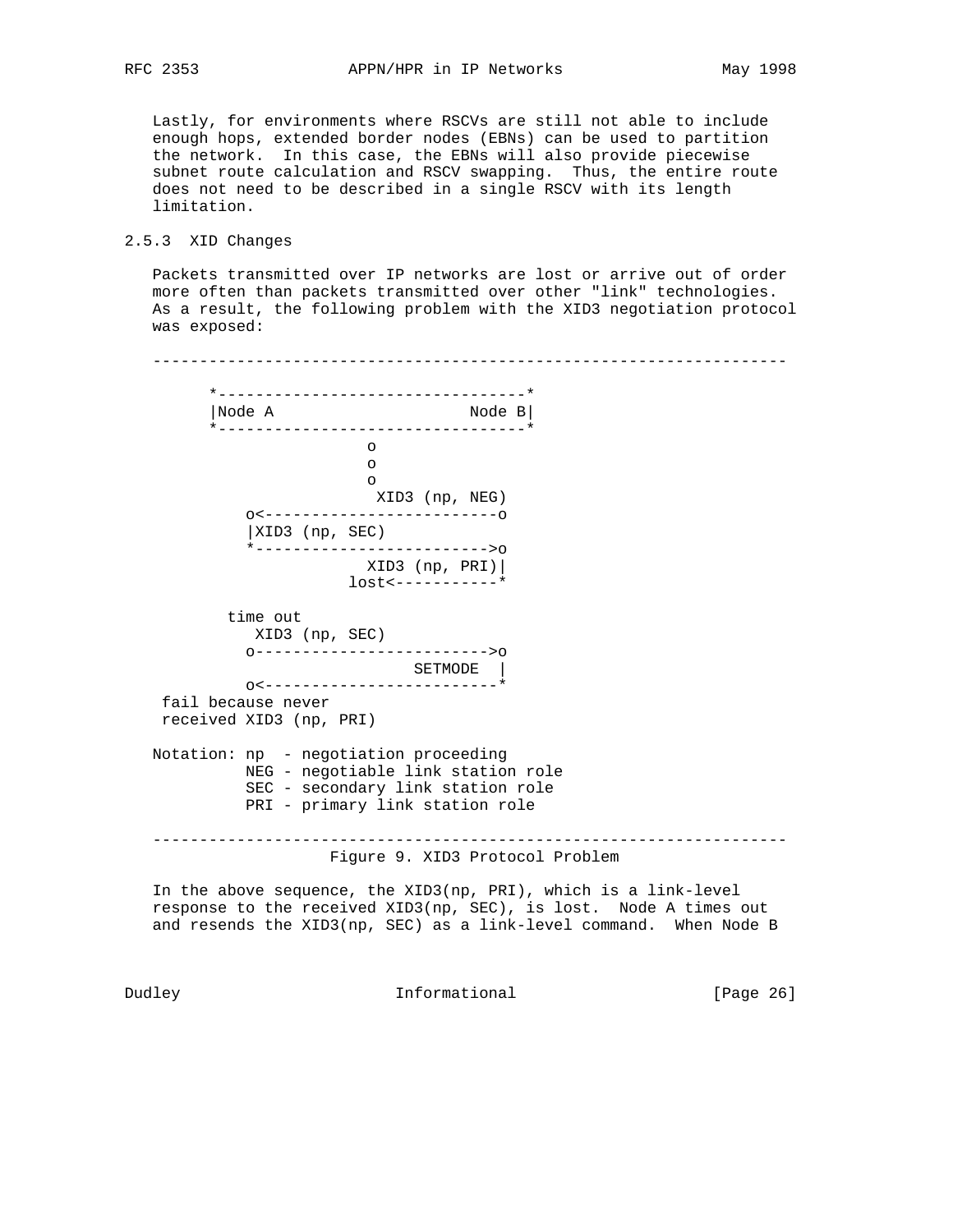Lastly, for environments where RSCVs are still not able to include enough hops, extended border nodes (EBNs) can be used to partition the network. In this case, the EBNs will also provide piecewise subnet route calculation and RSCV swapping. Thus, the entire route does not need to be described in a single RSCV with its length limitation.

### 2.5.3 XID Changes

Packets transmitted over IP networks are lost or arrive out of order more often than packets transmitted over other "link" technologies. As a result, the following problem with the XID3 negotiation protocol was exposed:

```
----------------------------------------------------------------------

      *---------------------------------*
      |Node A                     Node B|
      *---------------------------------*
                      o
                      o
                      o
                       XID3 (np, NEG)
          o<--------------------------o
          |XID3 (np, SEC)
          *-------------------------->o
                      XID3 (np, PRI)|
                    lost<-----------*

        time out
           XID3 (np, SEC)
          o-------------------------->o
                           SETMODE  |
          o<--------------------------*
    fail because never
    received XID3 (np, PRI)

Notation: np  - negotiation proceeding
          NEG - negotiable link station role
          SEC - secondary link station role
          PRI - primary link station role

----------------------------------------------------------------------
```

Figure 9. XID3 Protocol Problem

In the above sequence, the XID3(np, PRI), which is a link-level response to the received XID3(np, SEC), is lost. Node A times out and resends the XID3(np, SEC) as a link-level command. When Node B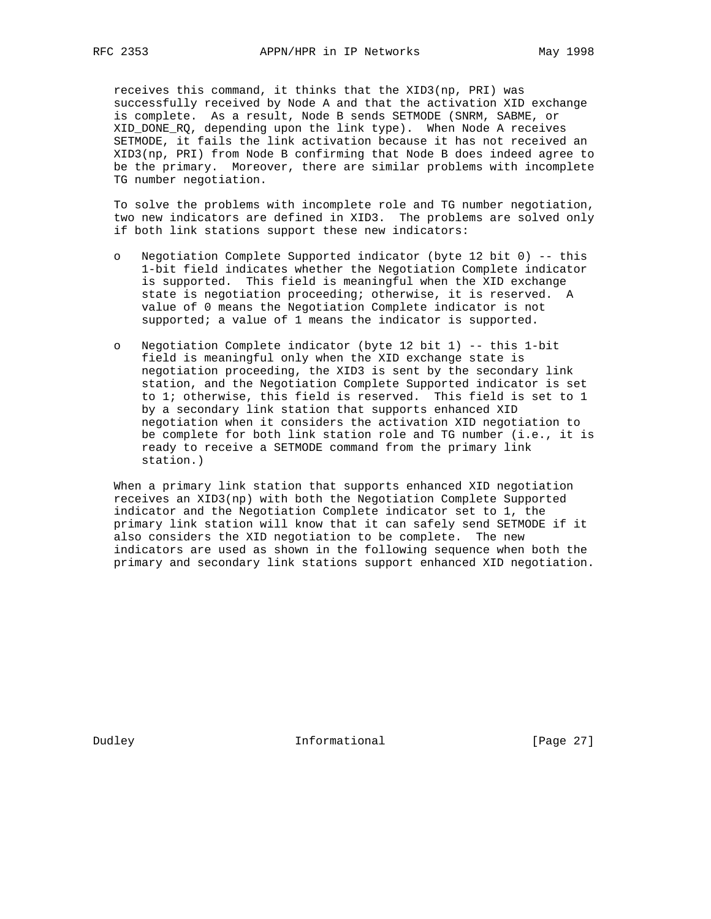receives this command, it thinks that the XID3(np, PRI) was successfully received by Node A and that the activation XID exchange is complete. As a result, Node B sends SETMODE (SNRM, SABME, or XID_DONE_RQ, depending upon the link type). When Node A receives SETMODE, it fails the link activation because it has not received an XID3(np, PRI) from Node B confirming that Node B does indeed agree to be the primary. Moreover, there are similar problems with incomplete TG number negotiation.

To solve the problems with incomplete role and TG number negotiation, two new indicators are defined in XID3. The problems are solved only if both link stations support these new indicators:

- Negotiation Complete Supported indicator (byte 12 bit 0) -- this 1-bit field indicates whether the Negotiation Complete indicator is supported. This field is meaningful when the XID exchange state is negotiation proceeding; otherwise, it is reserved. A value of 0 means the Negotiation Complete indicator is not supported; a value of 1 means the indicator is supported.

- Negotiation Complete indicator (byte 12 bit 1) -- this 1-bit field is meaningful only when the XID exchange state is negotiation proceeding, the XID3 is sent by the secondary link station, and the Negotiation Complete Supported indicator is set to 1; otherwise, this field is reserved. This field is set to 1 by a secondary link station that supports enhanced XID negotiation when it considers the activation XID negotiation to be complete for both link station role and TG number (i.e., it is ready to receive a SETMODE command from the primary link station.)

When a primary link station that supports enhanced XID negotiation receives an XID3(np) with both the Negotiation Complete Supported indicator and the Negotiation Complete indicator set to 1, the primary link station will know that it can safely send SETMODE if it also considers the XID negotiation to be complete. The new indicators are used as shown in the following sequence when both the primary and secondary link stations support enhanced XID negotiation.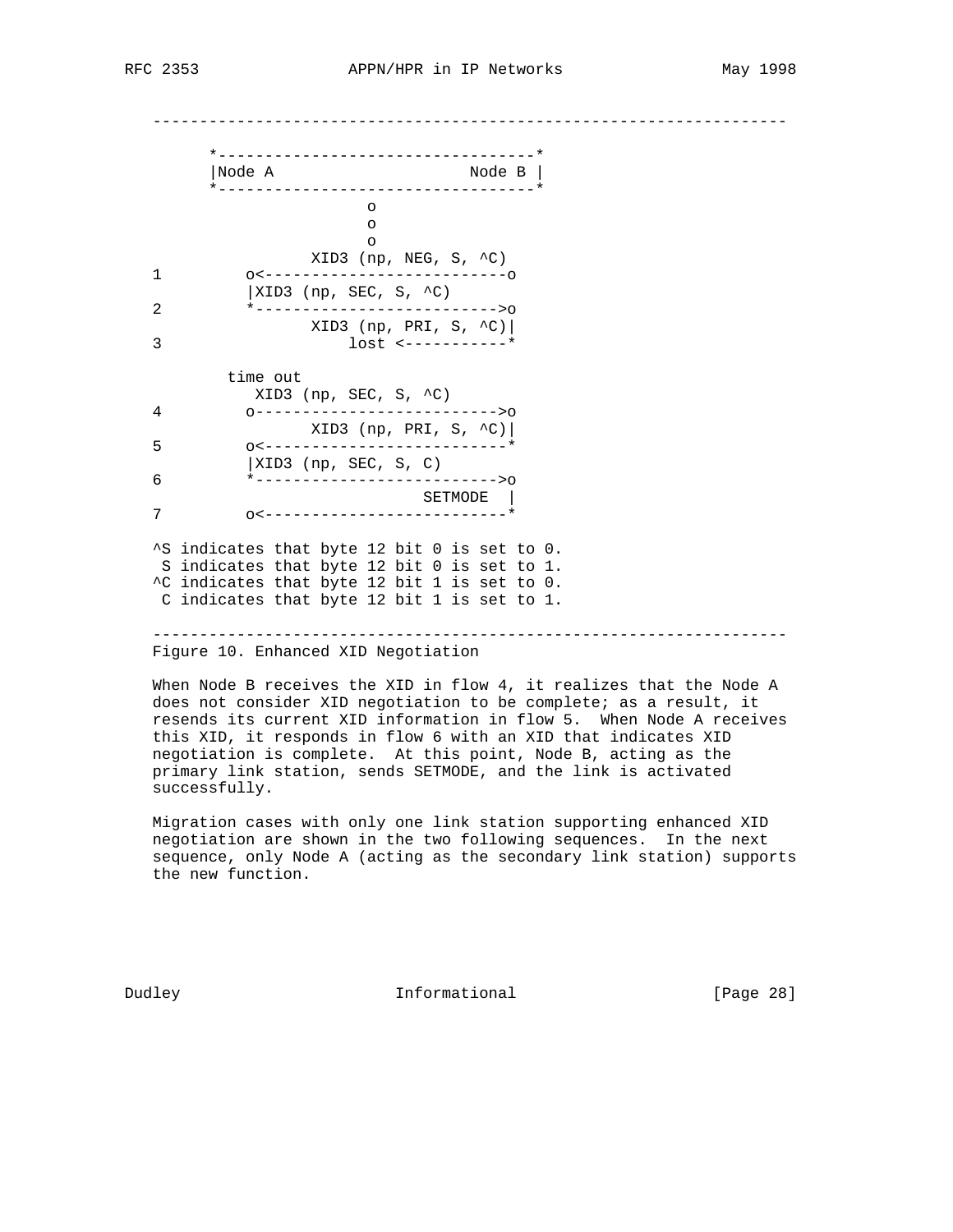```
-------------------------------------------------------------------

      *----------------------------------*
      |Node A                      Node B |
      *----------------------------------*
                       o
                       o
                       o
                XID3 (np, NEG, S, ^C)
1         o<--------------------------o
          |XID3 (np, SEC, S, ^C)
2         *-------------------------->o
                XID3 (np, PRI, S, ^C)|
3                   lost <-----------*

        time out
          XID3 (np, SEC, S, ^C)
4         o-------------------------->o
                XID3 (np, PRI, S, ^C)|
5         o<--------------------------*
          |XID3 (np, SEC, S, C)
6         *-------------------------->o
                            SETMODE  |
7         o<--------------------------*

^S indicates that byte 12 bit 0 is set to 0.
 S indicates that byte 12 bit 0 is set to 1.
^C indicates that byte 12 bit 1 is set to 0.
 C indicates that byte 12 bit 1 is set to 1.

-------------------------------------------------------------------
```

Figure 10. Enhanced XID Negotiation

When Node B receives the XID in flow 4, it realizes that the Node A does not consider XID negotiation to be complete; as a result, it resends its current XID information in flow 5. When Node A receives this XID, it responds in flow 6 with an XID that indicates XID negotiation is complete. At this point, Node B, acting as the primary link station, sends SETMODE, and the link is activated successfully.

Migration cases with only one link station supporting enhanced XID negotiation are shown in the two following sequences. In the next sequence, only Node A (acting as the secondary link station) supports the new function.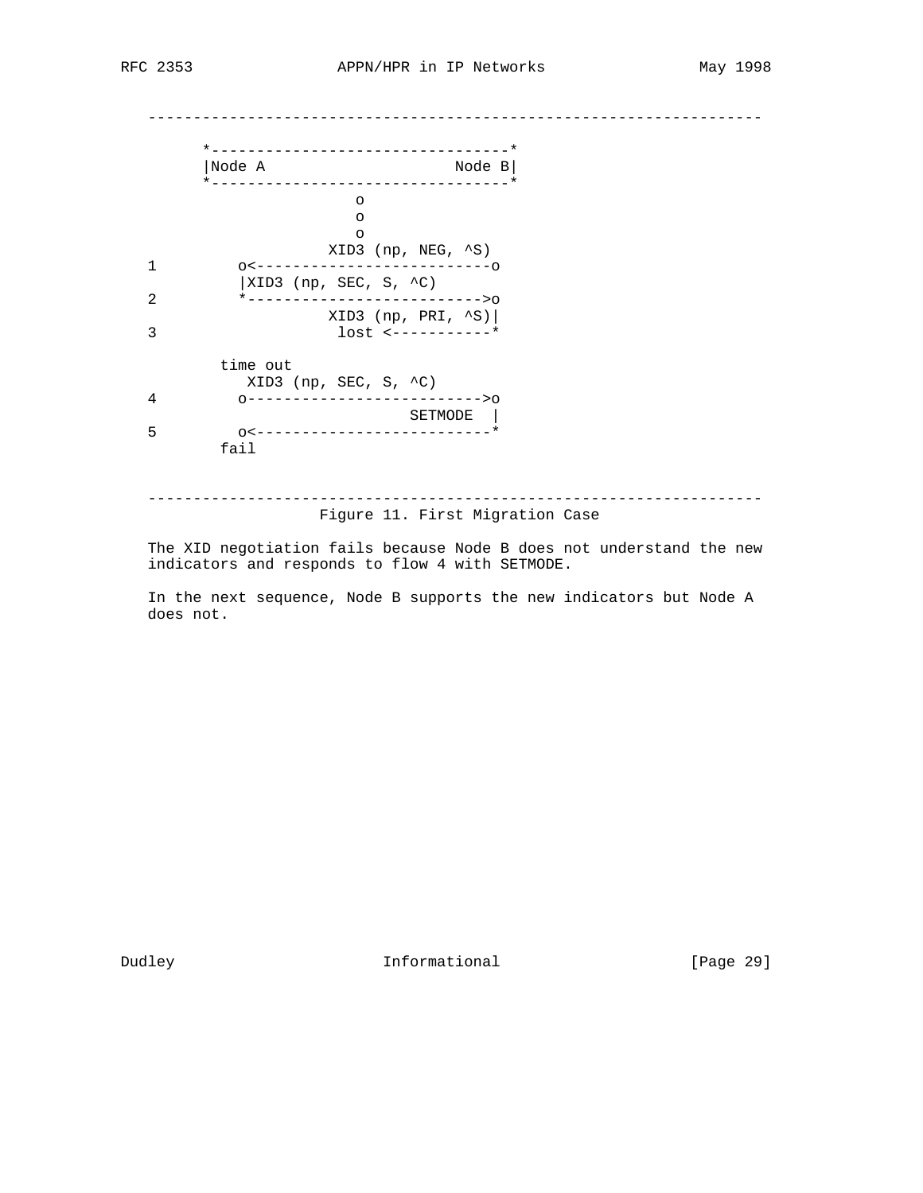```
   ------------------------------------------------------------------

         *----------------------------------*
         |Node A                      Node B|
         *----------------------------------*
                          o
                          o
                          o
                      XID3 (np, NEG, ^S)
   1         o<--------------------------o
             |XID3 (np, SEC, S, ^C)
   2         *-------------------------->o
                      XID3 (np, PRI, ^S)|
   3                   lost <-----------*

           time out
              XID3 (np, SEC, S, ^C)
   4         o-------------------------->o
                               SETMODE  |
   5         o<--------------------------*
           fail


   ------------------------------------------------------------------
```

Figure 11. First Migration Case

The XID negotiation fails because Node B does not understand the new indicators and responds to flow 4 with SETMODE.

In the next sequence, Node B supports the new indicators but Node A does not.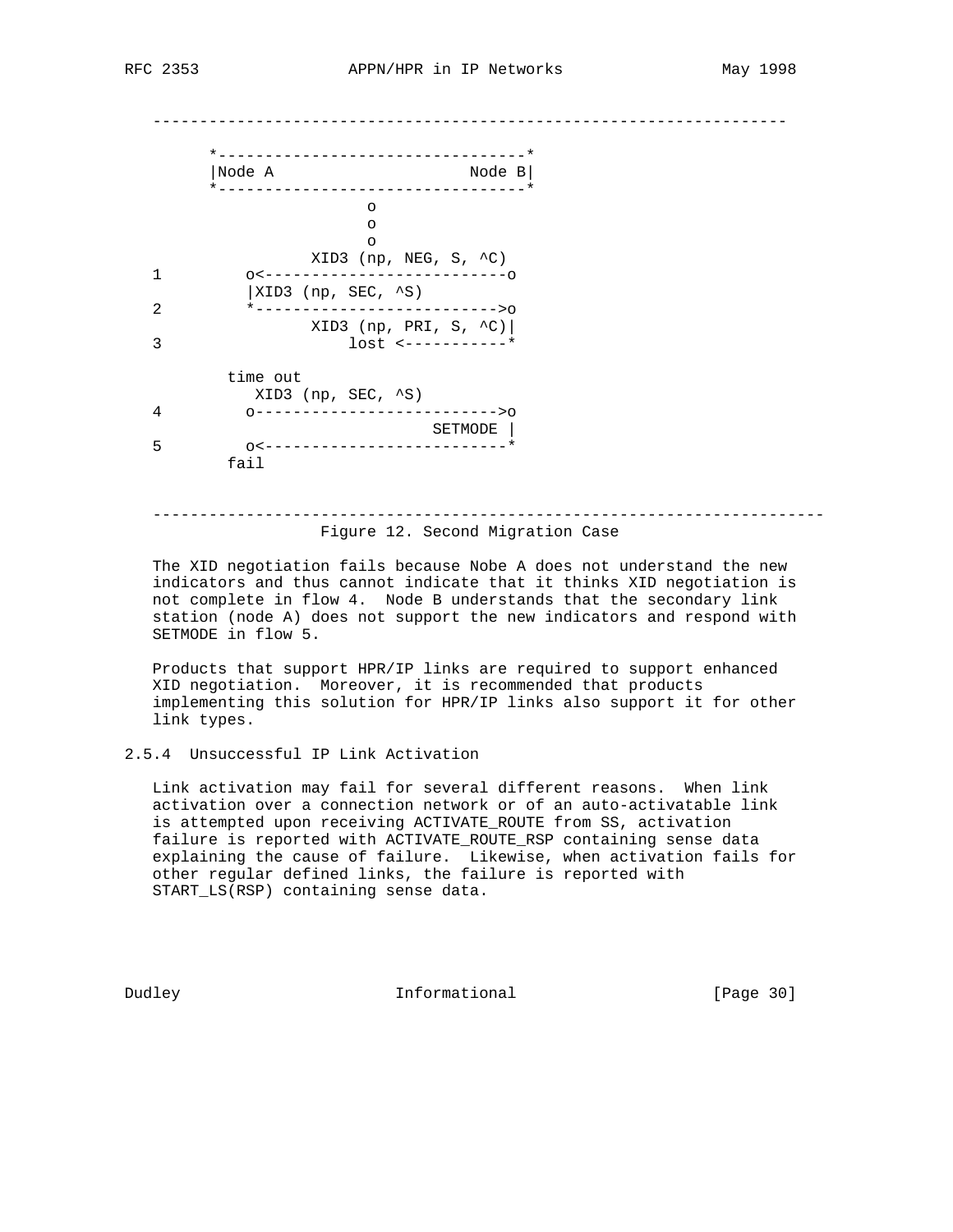```
   ----------------------------------------------------------------------

         *----------------------------------*
         |Node A                      Node B|
         *----------------------------------*
                          o
                          o
                          o
                   XID3 (np, NEG, S, ^C)
   1         o<--------------------------o
             |XID3 (np, SEC, ^S)
   2         *-------------------------->o
                   XID3 (np, PRI, S, ^C)|
   3                  lost <-----------*

           time out
             XID3 (np, SEC, ^S)
   4         o-------------------------->o
                                 SETMODE |
   5         o<--------------------------*
           fail


   ----------------------------------------------------------------------
```

Figure 12. Second Migration Case

The XID negotiation fails because Nobe A does not understand the new indicators and thus cannot indicate that it thinks XID negotiation is not complete in flow 4. Node B understands that the secondary link station (node A) does not support the new indicators and respond with SETMODE in flow 5.

Products that support HPR/IP links are required to support enhanced XID negotiation. Moreover, it is recommended that products implementing this solution for HPR/IP links also support it for other link types.

### 2.5.4 Unsuccessful IP Link Activation

Link activation may fail for several different reasons. When link activation over a connection network or of an auto-activatable link is attempted upon receiving ACTIVATE_ROUTE from SS, activation failure is reported with ACTIVATE_ROUTE_RSP containing sense data explaining the cause of failure. Likewise, when activation fails for other regular defined links, the failure is reported with START_LS(RSP) containing sense data.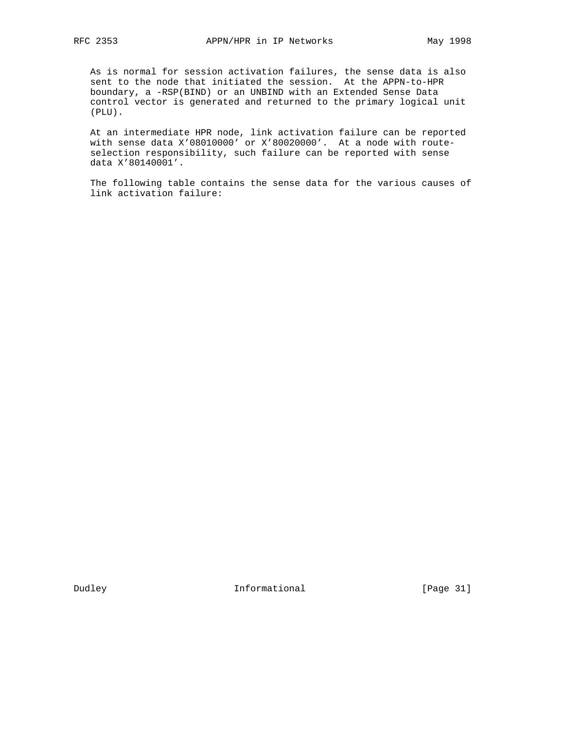As is normal for session activation failures, the sense data is also sent to the node that initiated the session. At the APPN-to-HPR boundary, a -RSP(BIND) or an UNBIND with an Extended Sense Data control vector is generated and returned to the primary logical unit (PLU).

At an intermediate HPR node, link activation failure can be reported with sense data X'08010000' or X'80020000'. At a node with route-selection responsibility, such failure can be reported with sense data X'80140001'.

The following table contains the sense data for the various causes of link activation failure: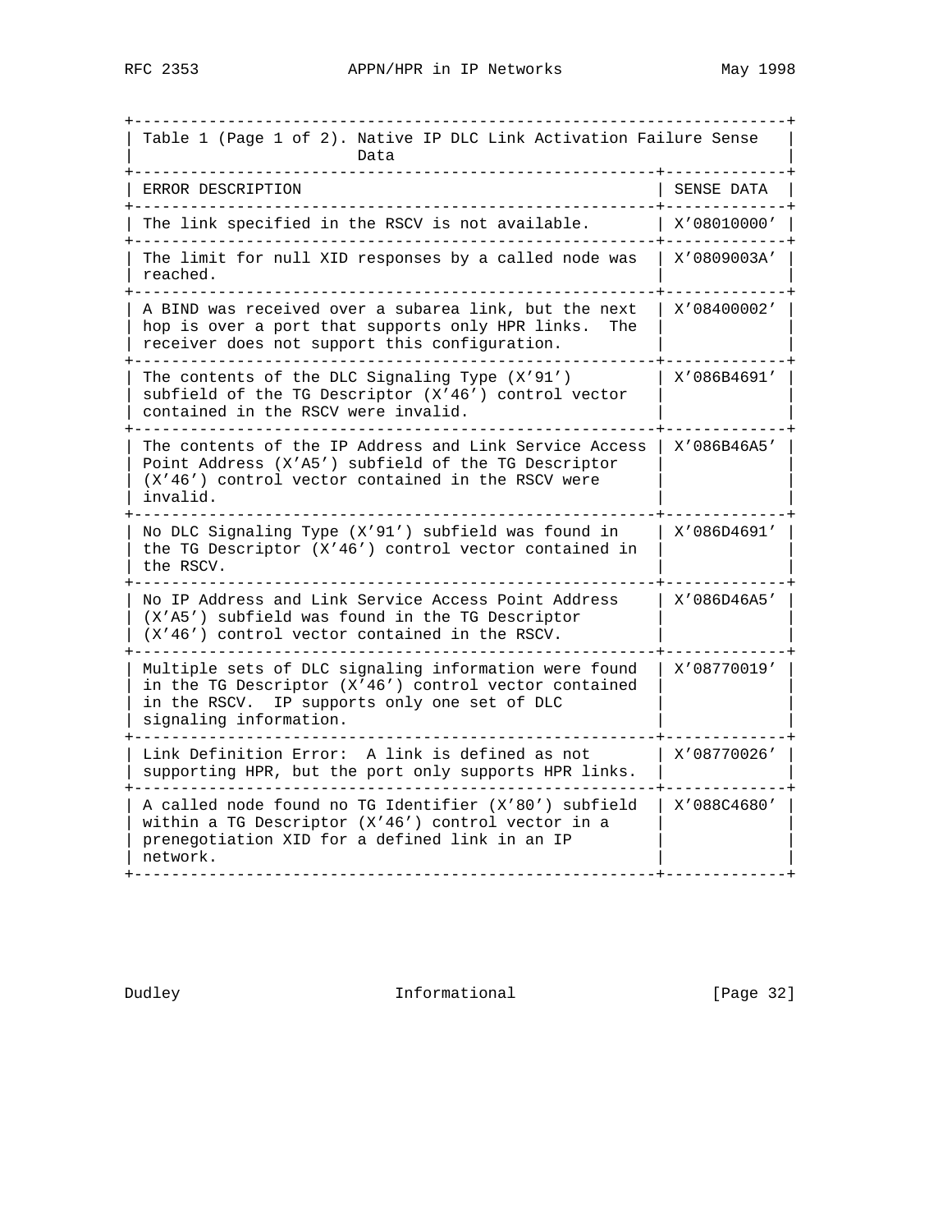Table 1 (Page 1 of 2). Native IP DLC Link Activation Failure Sense Data

| ERROR DESCRIPTION | SENSE DATA |
|---|---|
| The link specified in the RSCV is not available. | X'08010000' |
| The limit for null XID responses by a called node was reached. | X'0809003A' |
| A BIND was received over a subarea link, but the next hop is over a port that supports only HPR links. The receiver does not support this configuration. | X'08400002' |
| The contents of the DLC Signaling Type (X'91') subfield of the TG Descriptor (X'46') control vector contained in the RSCV were invalid. | X'086B4691' |
| The contents of the IP Address and Link Service Access Point Address (X'A5') subfield of the TG Descriptor (X'46') control vector contained in the RSCV were invalid. | X'086B46A5' |
| No DLC Signaling Type (X'91') subfield was found in the TG Descriptor (X'46') control vector contained in the RSCV. | X'086D4691' |
| No IP Address and Link Service Access Point Address (X'A5') subfield was found in the TG Descriptor (X'46') control vector contained in the RSCV. | X'086D46A5' |
| Multiple sets of DLC signaling information were found in the TG Descriptor (X'46') control vector contained in the RSCV. IP supports only one set of DLC signaling information. | X'08770019' |
| Link Definition Error: A link is defined as not supporting HPR, but the port only supports HPR links. | X'08770026' |
| A called node found no TG Identifier (X'80') subfield within a TG Descriptor (X'46') control vector in a prenegotiation XID for a defined link in an IP network. | X'088C4680' |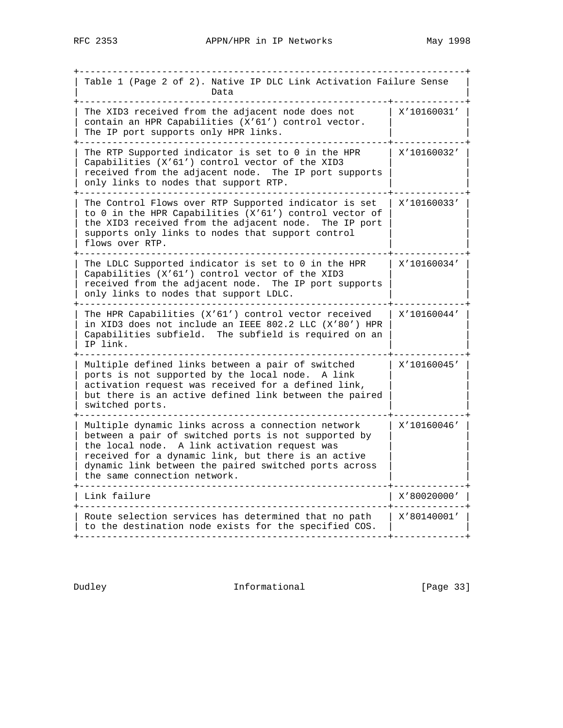Table 1 (Page 2 of 2). Native IP DLC Link Activation Failure Sense Data

| Description | Sense Data |
|---|---|
| The XID3 received from the adjacent node does not contain an HPR Capabilities (X'61') control vector. The IP port supports only HPR links. | X'10160031' |
| The RTP Supported indicator is set to 0 in the HPR Capabilities (X'61') control vector of the XID3 received from the adjacent node. The IP port supports only links to nodes that support RTP. | X'10160032' |
| The Control Flows over RTP Supported indicator is set to 0 in the HPR Capabilities (X'61') control vector of the XID3 received from the adjacent node. The IP port supports only links to nodes that support control flows over RTP. | X'10160033' |
| The LDLC Supported indicator is set to 0 in the HPR Capabilities (X'61') control vector of the XID3 received from the adjacent node. The IP port supports only links to nodes that support LDLC. | X'10160034' |
| The HPR Capabilities (X'61') control vector received in XID3 does not include an IEEE 802.2 LLC (X'80') HPR Capabilities subfield. The subfield is required on an IP link. | X'10160044' |
| Multiple defined links between a pair of switched ports is not supported by the local node. A link activation request was received for a defined link, but there is an active defined link between the paired switched ports. | X'10160045' |
| Multiple dynamic links across a connection network between a pair of switched ports is not supported by the local node. A link activation request was received for a dynamic link, but there is an active dynamic link between the paired switched ports across the same connection network. | X'10160046' |
| Link failure | X'80020000' |
| Route selection services has determined that no path to the destination node exists for the specified COS. | X'80140001' |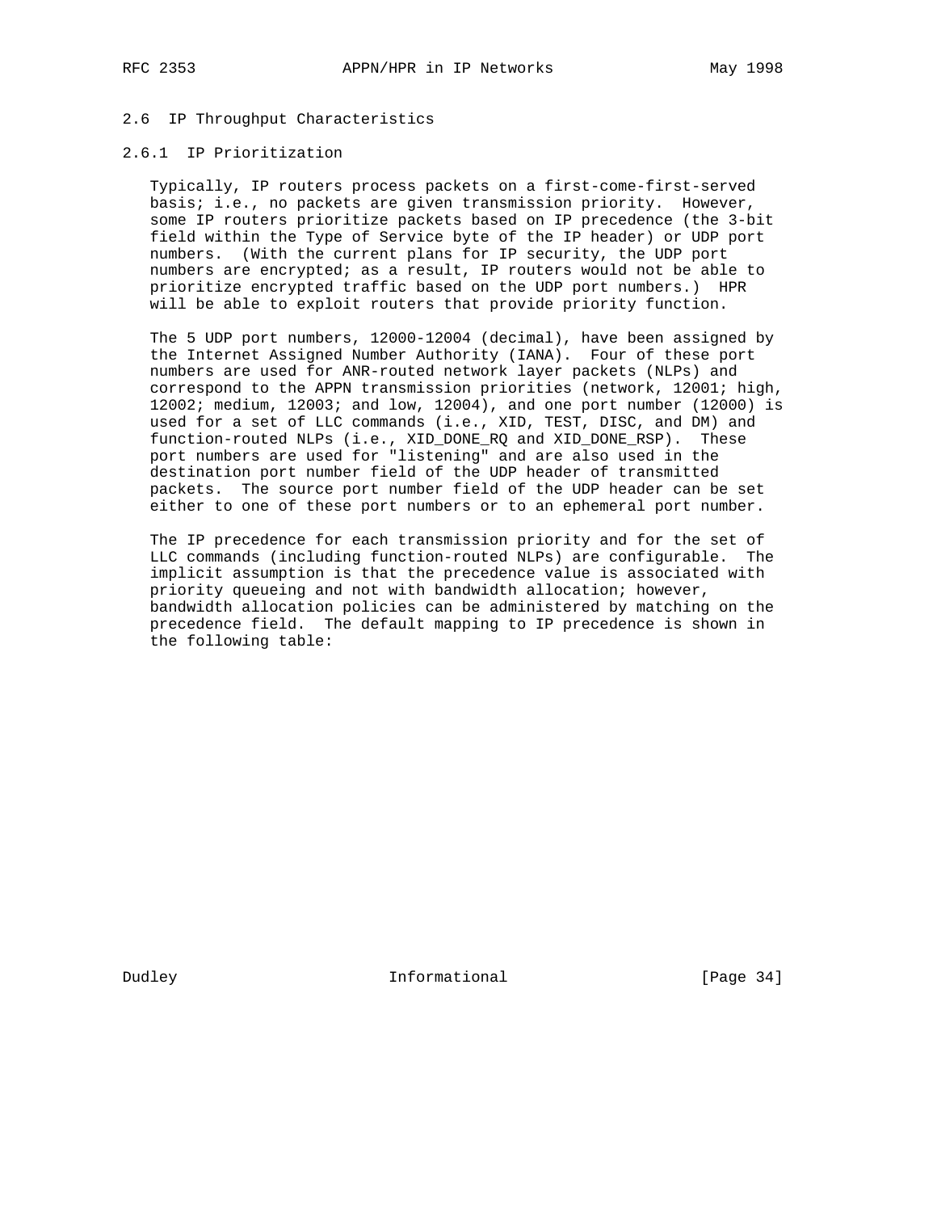### 2.6 IP Throughput Characteristics

#### 2.6.1 IP Prioritization

Typically, IP routers process packets on a first-come-first-served basis; i.e., no packets are given transmission priority. However, some IP routers prioritize packets based on IP precedence (the 3-bit field within the Type of Service byte of the IP header) or UDP port numbers. (With the current plans for IP security, the UDP port numbers are encrypted; as a result, IP routers would not be able to prioritize encrypted traffic based on the UDP port numbers.) HPR will be able to exploit routers that provide priority function.

The 5 UDP port numbers, 12000-12004 (decimal), have been assigned by the Internet Assigned Number Authority (IANA). Four of these port numbers are used for ANR-routed network layer packets (NLPs) and correspond to the APPN transmission priorities (network, 12001; high, 12002; medium, 12003; and low, 12004), and one port number (12000) is used for a set of LLC commands (i.e., XID, TEST, DISC, and DM) and function-routed NLPs (i.e., XID_DONE_RQ and XID_DONE_RSP). These port numbers are used for "listening" and are also used in the destination port number field of the UDP header of transmitted packets. The source port number field of the UDP header can be set either to one of these port numbers or to an ephemeral port number.

The IP precedence for each transmission priority and for the set of LLC commands (including function-routed NLPs) are configurable. The implicit assumption is that the precedence value is associated with priority queueing and not with bandwidth allocation; however, bandwidth allocation policies can be administered by matching on the precedence field. The default mapping to IP precedence is shown in the following table: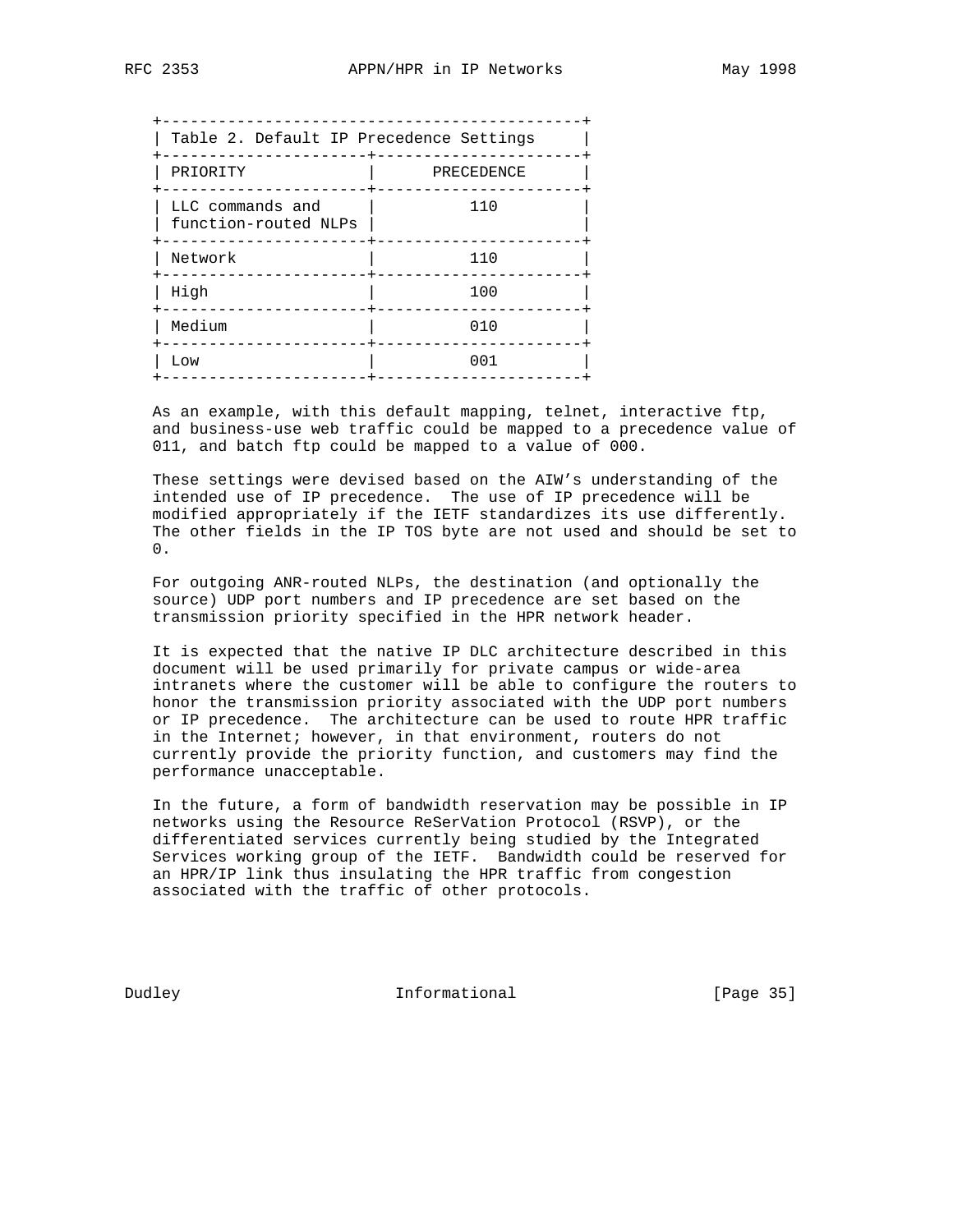Table 2. Default IP Precedence Settings

| PRIORITY | PRECEDENCE |
| --- | --- |
| LLC commands and function-routed NLPs | 110 |
| Network | 110 |
| High | 100 |
| Medium | 010 |
| Low | 001 |

As an example, with this default mapping, telnet, interactive ftp, and business-use web traffic could be mapped to a precedence value of 011, and batch ftp could be mapped to a value of 000.

These settings were devised based on the AIW's understanding of the intended use of IP precedence. The use of IP precedence will be modified appropriately if the IETF standardizes its use differently. The other fields in the IP TOS byte are not used and should be set to 0.

For outgoing ANR-routed NLPs, the destination (and optionally the source) UDP port numbers and IP precedence are set based on the transmission priority specified in the HPR network header.

It is expected that the native IP DLC architecture described in this document will be used primarily for private campus or wide-area intranets where the customer will be able to configure the routers to honor the transmission priority associated with the UDP port numbers or IP precedence. The architecture can be used to route HPR traffic in the Internet; however, in that environment, routers do not currently provide the priority function, and customers may find the performance unacceptable.

In the future, a form of bandwidth reservation may be possible in IP networks using the Resource ReSerVation Protocol (RSVP), or the differentiated services currently being studied by the Integrated Services working group of the IETF. Bandwidth could be reserved for an HPR/IP link thus insulating the HPR traffic from congestion associated with the traffic of other protocols.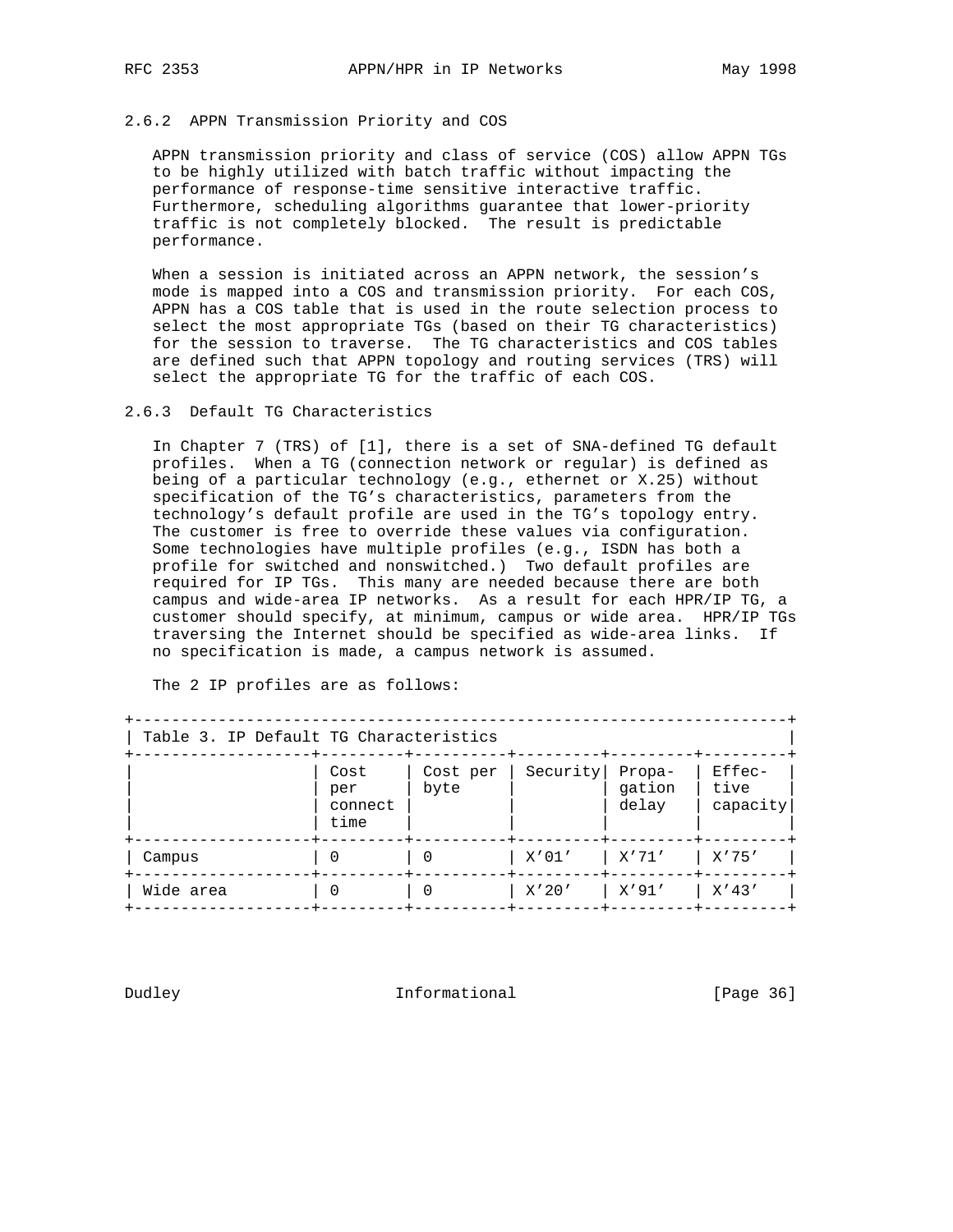### 2.6.2 APPN Transmission Priority and COS

APPN transmission priority and class of service (COS) allow APPN TGs to be highly utilized with batch traffic without impacting the performance of response-time sensitive interactive traffic. Furthermore, scheduling algorithms guarantee that lower-priority traffic is not completely blocked. The result is predictable performance.

When a session is initiated across an APPN network, the session's mode is mapped into a COS and transmission priority. For each COS, APPN has a COS table that is used in the route selection process to select the most appropriate TGs (based on their TG characteristics) for the session to traverse. The TG characteristics and COS tables are defined such that APPN topology and routing services (TRS) will select the appropriate TG for the traffic of each COS.

### 2.6.3 Default TG Characteristics

In Chapter 7 (TRS) of [1], there is a set of SNA-defined TG default profiles. When a TG (connection network or regular) is defined as being of a particular technology (e.g., ethernet or X.25) without specification of the TG's characteristics, parameters from the technology's default profile are used in the TG's topology entry. The customer is free to override these values via configuration. Some technologies have multiple profiles (e.g., ISDN has both a profile for switched and nonswitched.) Two default profiles are required for IP TGs. This many are needed because there are both campus and wide-area IP networks. As a result for each HPR/IP TG, a customer should specify, at minimum, campus or wide area. HPR/IP TGs traversing the Internet should be specified as wide-area links. If no specification is made, a campus network is assumed.

The 2 IP profiles are as follows:

Table 3. IP Default TG Characteristics

| | Cost per connect time | Cost per byte | Security | Propagation delay | Effective capacity |
|---|---|---|---|---|---|
| Campus | 0 | 0 | X'01' | X'71' | X'75' |
| Wide area | 0 | 0 | X'20' | X'91' | X'43' |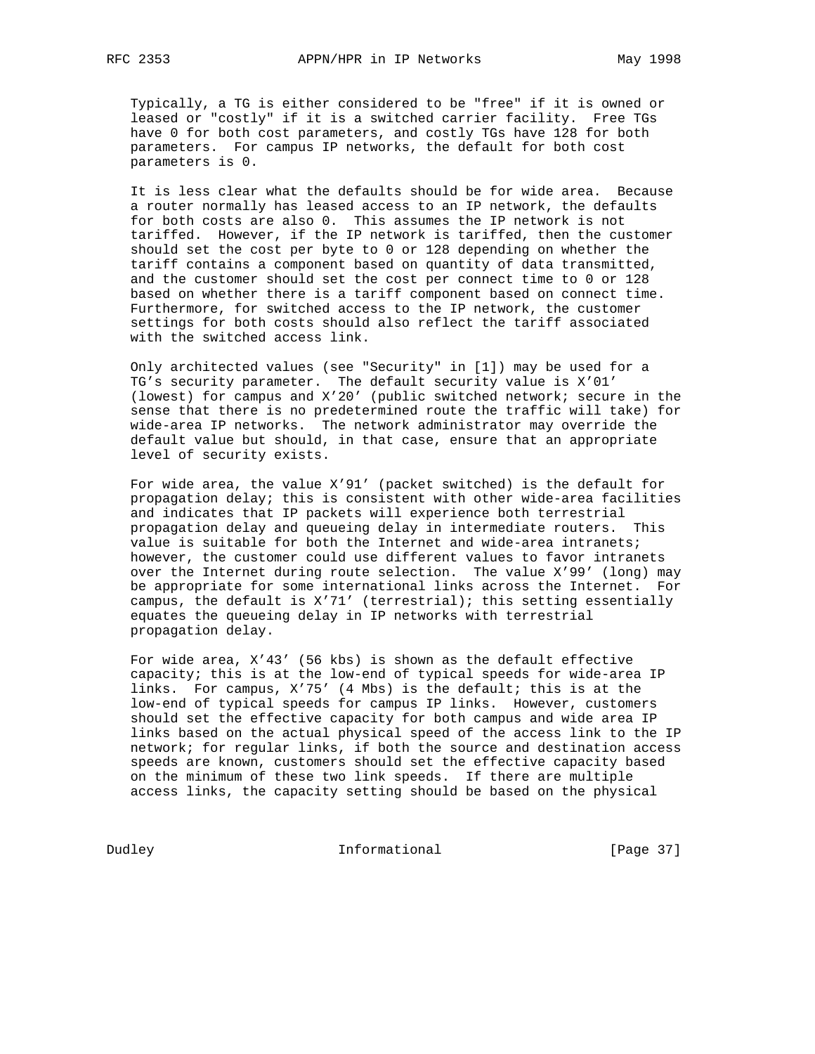Typically, a TG is either considered to be "free" if it is owned or leased or "costly" if it is a switched carrier facility. Free TGs have 0 for both cost parameters, and costly TGs have 128 for both parameters. For campus IP networks, the default for both cost parameters is 0.

It is less clear what the defaults should be for wide area. Because a router normally has leased access to an IP network, the defaults for both costs are also 0. This assumes the IP network is not tariffed. However, if the IP network is tariffed, then the customer should set the cost per byte to 0 or 128 depending on whether the tariff contains a component based on quantity of data transmitted, and the customer should set the cost per connect time to 0 or 128 based on whether there is a tariff component based on connect time. Furthermore, for switched access to the IP network, the customer settings for both costs should also reflect the tariff associated with the switched access link.

Only architected values (see "Security" in [1]) may be used for a TG's security parameter. The default security value is X'01' (lowest) for campus and X'20' (public switched network; secure in the sense that there is no predetermined route the traffic will take) for wide-area IP networks. The network administrator may override the default value but should, in that case, ensure that an appropriate level of security exists.

For wide area, the value X'91' (packet switched) is the default for propagation delay; this is consistent with other wide-area facilities and indicates that IP packets will experience both terrestrial propagation delay and queueing delay in intermediate routers. This value is suitable for both the Internet and wide-area intranets; however, the customer could use different values to favor intranets over the Internet during route selection. The value X'99' (long) may be appropriate for some international links across the Internet. For campus, the default is X'71' (terrestrial); this setting essentially equates the queueing delay in IP networks with terrestrial propagation delay.

For wide area, X'43' (56 kbs) is shown as the default effective capacity; this is at the low-end of typical speeds for wide-area IP links. For campus, X'75' (4 Mbs) is the default; this is at the low-end of typical speeds for campus IP links. However, customers should set the effective capacity for both campus and wide area IP links based on the actual physical speed of the access link to the IP network; for regular links, if both the source and destination access speeds are known, customers should set the effective capacity based on the minimum of these two link speeds. If there are multiple access links, the capacity setting should be based on the physical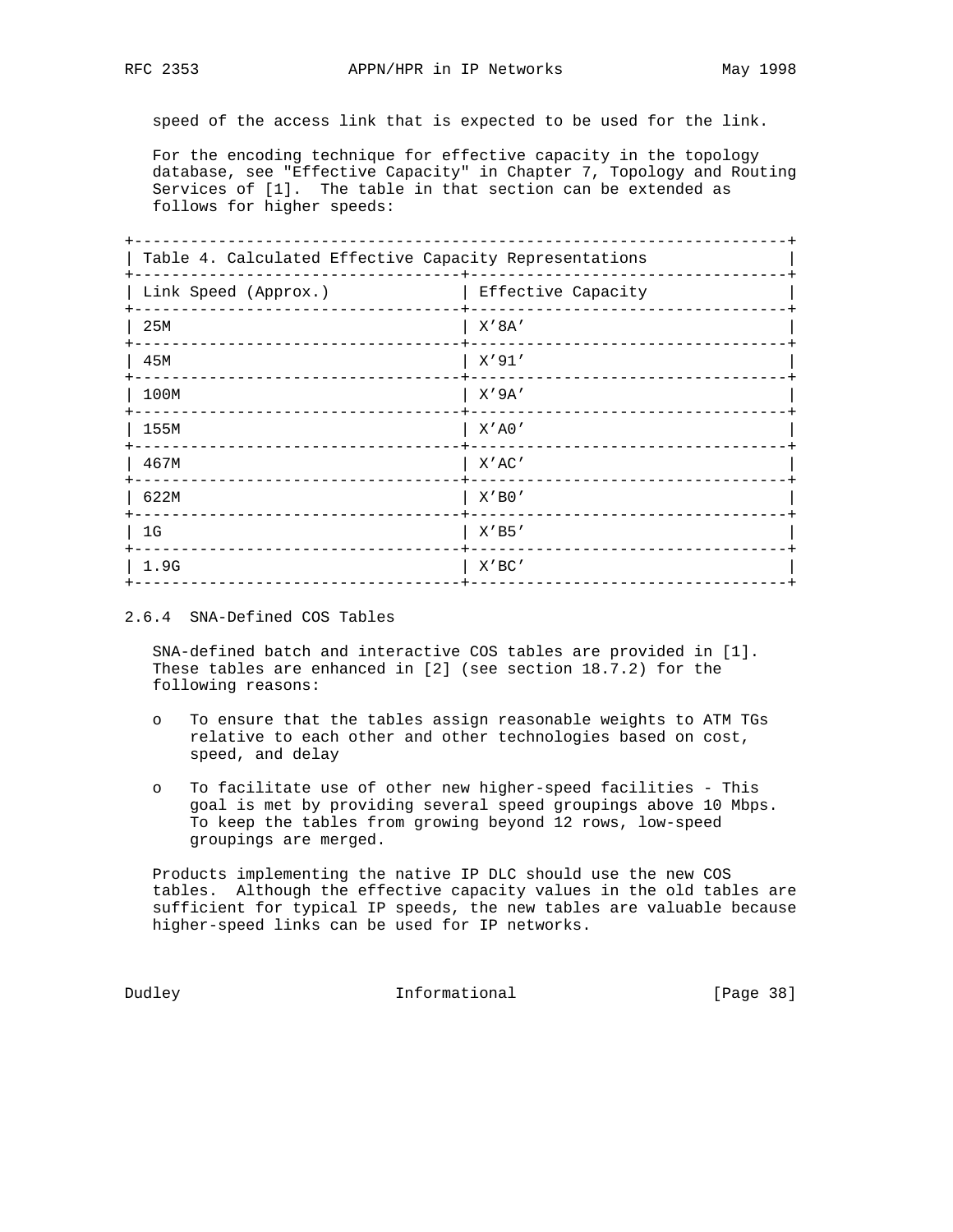speed of the access link that is expected to be used for the link.

For the encoding technique for effective capacity in the topology database, see "Effective Capacity" in Chapter 7, Topology and Routing Services of [1]. The table in that section can be extended as follows for higher speeds:

Table 4. Calculated Effective Capacity Representations

| Link Speed (Approx.) | Effective Capacity |
|---|---|
| 25M | X'8A' |
| 45M | X'91' |
| 100M | X'9A' |
| 155M | X'A0' |
| 467M | X'AC' |
| 622M | X'B0' |
| 1G | X'B5' |
| 1.9G | X'BC' |

### 2.6.4 SNA-Defined COS Tables

SNA-defined batch and interactive COS tables are provided in [1]. These tables are enhanced in [2] (see section 18.7.2) for the following reasons:

- To ensure that the tables assign reasonable weights to ATM TGs relative to each other and other technologies based on cost, speed, and delay
- To facilitate use of other new higher-speed facilities - This goal is met by providing several speed groupings above 10 Mbps. To keep the tables from growing beyond 12 rows, low-speed groupings are merged.

Products implementing the native IP DLC should use the new COS tables. Although the effective capacity values in the old tables are sufficient for typical IP speeds, the new tables are valuable because higher-speed links can be used for IP networks.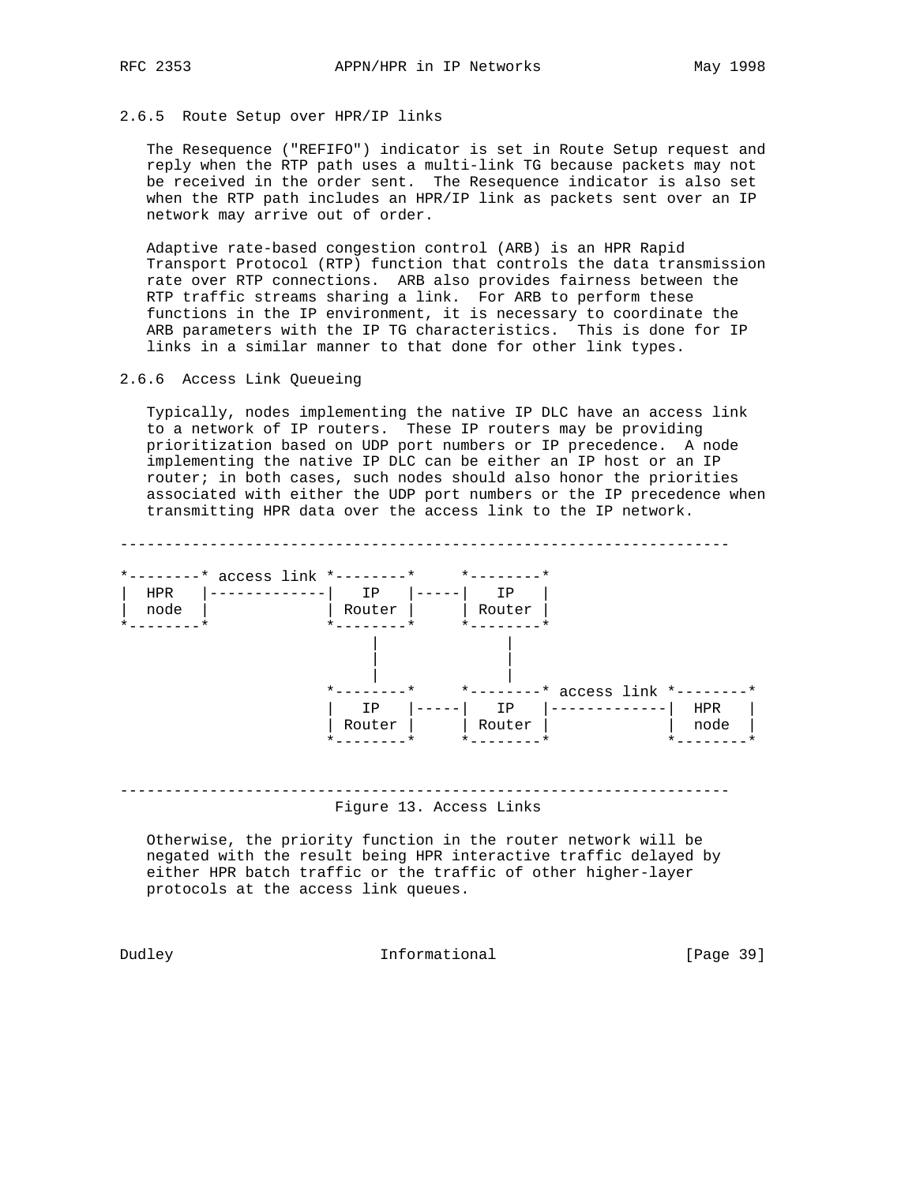### 2.6.5 Route Setup over HPR/IP links

The Resequence ("REFIFO") indicator is set in Route Setup request and reply when the RTP path uses a multi-link TG because packets may not be received in the order sent. The Resequence indicator is also set when the RTP path includes an HPR/IP link as packets sent over an IP network may arrive out of order.

Adaptive rate-based congestion control (ARB) is an HPR Rapid Transport Protocol (RTP) function that controls the data transmission rate over RTP connections. ARB also provides fairness between the RTP traffic streams sharing a link. For ARB to perform these functions in the IP environment, it is necessary to coordinate the ARB parameters with the IP TG characteristics. This is done for IP links in a similar manner to that done for other link types.

### 2.6.6 Access Link Queueing

Typically, nodes implementing the native IP DLC have an access link to a network of IP routers. These IP routers may be providing prioritization based on UDP port numbers or IP precedence. A node implementing the native IP DLC can be either an IP host or an IP router; in both cases, such nodes should also honor the priorities associated with either the UDP port numbers or the IP precedence when transmitting HPR data over the access link to the IP network.

```
------------------------------------------------------------------

*--------* access link *--------*     *--------*
|  HPR   |-------------|   IP   |-----|   IP   |
|  node  |             | Router |     | Router |
*--------*             *--------*     *--------*
                           |              |
                           |              |
                           |              |
                       *--------*     *--------* access link *--------*
                       |   IP   |-----|   IP   |-------------|  HPR   |
                       | Router |     | Router |             |  node  |
                       *--------*     *--------*             *--------*


------------------------------------------------------------------
```

Figure 13. Access Links

Otherwise, the priority function in the router network will be negated with the result being HPR interactive traffic delayed by either HPR batch traffic or the traffic of other higher-layer protocols at the access link queues.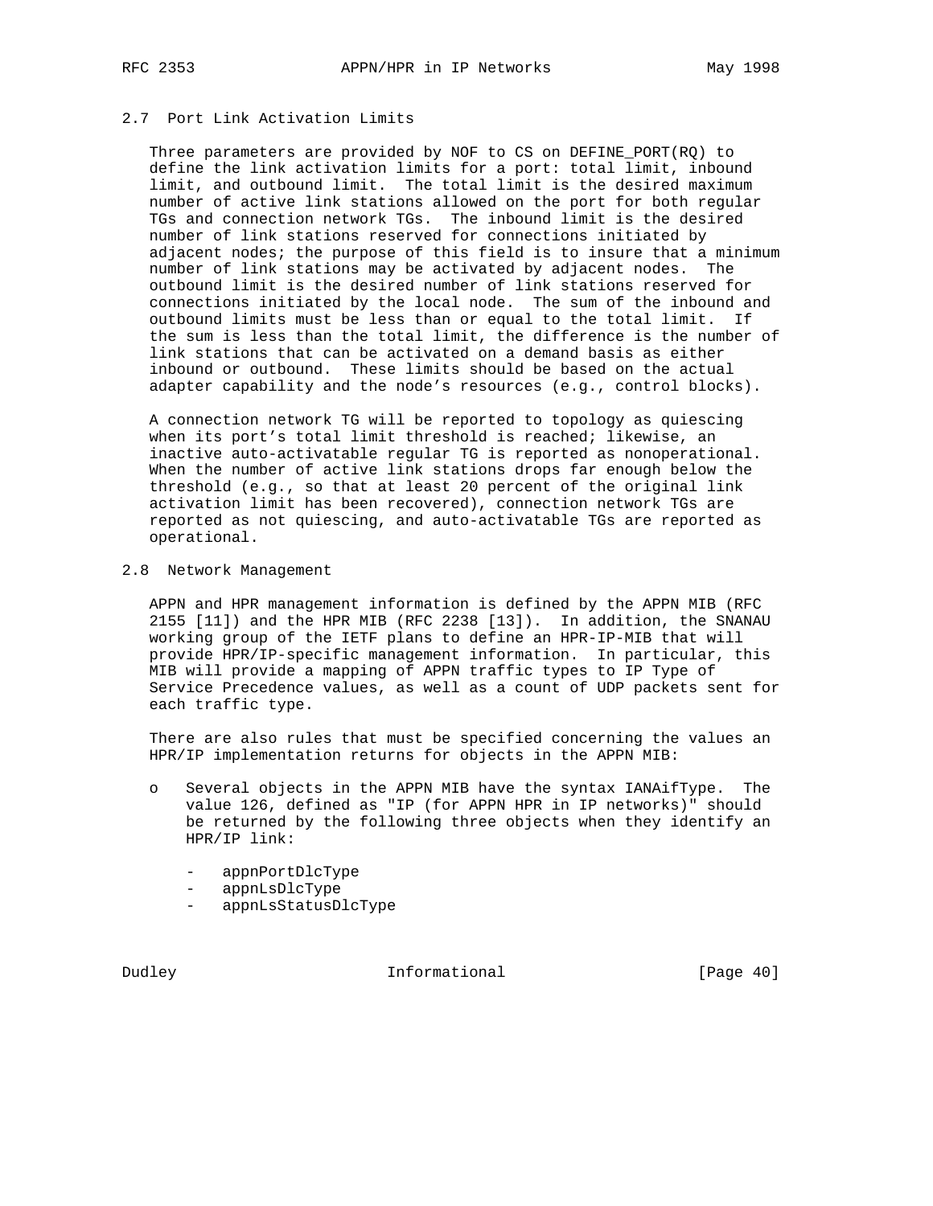## 2.7 Port Link Activation Limits

Three parameters are provided by NOF to CS on DEFINE_PORT(RQ) to define the link activation limits for a port: total limit, inbound limit, and outbound limit. The total limit is the desired maximum number of active link stations allowed on the port for both regular TGs and connection network TGs. The inbound limit is the desired number of link stations reserved for connections initiated by adjacent nodes; the purpose of this field is to insure that a minimum number of link stations may be activated by adjacent nodes. The outbound limit is the desired number of link stations reserved for connections initiated by the local node. The sum of the inbound and outbound limits must be less than or equal to the total limit. If the sum is less than the total limit, the difference is the number of link stations that can be activated on a demand basis as either inbound or outbound. These limits should be based on the actual adapter capability and the node's resources (e.g., control blocks).

A connection network TG will be reported to topology as quiescing when its port's total limit threshold is reached; likewise, an inactive auto-activatable regular TG is reported as nonoperational. When the number of active link stations drops far enough below the threshold (e.g., so that at least 20 percent of the original link activation limit has been recovered), connection network TGs are reported as not quiescing, and auto-activatable TGs are reported as operational.

## 2.8 Network Management

APPN and HPR management information is defined by the APPN MIB (RFC 2155 [11]) and the HPR MIB (RFC 2238 [13]). In addition, the SNANAU working group of the IETF plans to define an HPR-IP-MIB that will provide HPR/IP-specific management information. In particular, this MIB will provide a mapping of APPN traffic types to IP Type of Service Precedence values, as well as a count of UDP packets sent for each traffic type.

There are also rules that must be specified concerning the values an HPR/IP implementation returns for objects in the APPN MIB:

- Several objects in the APPN MIB have the syntax IANAifType. The value 126, defined as "IP (for APPN HPR in IP networks)" should be returned by the following three objects when they identify an HPR/IP link:

  - appnPortDlcType
  - appnLsDlcType
  - appnLsStatusDlcType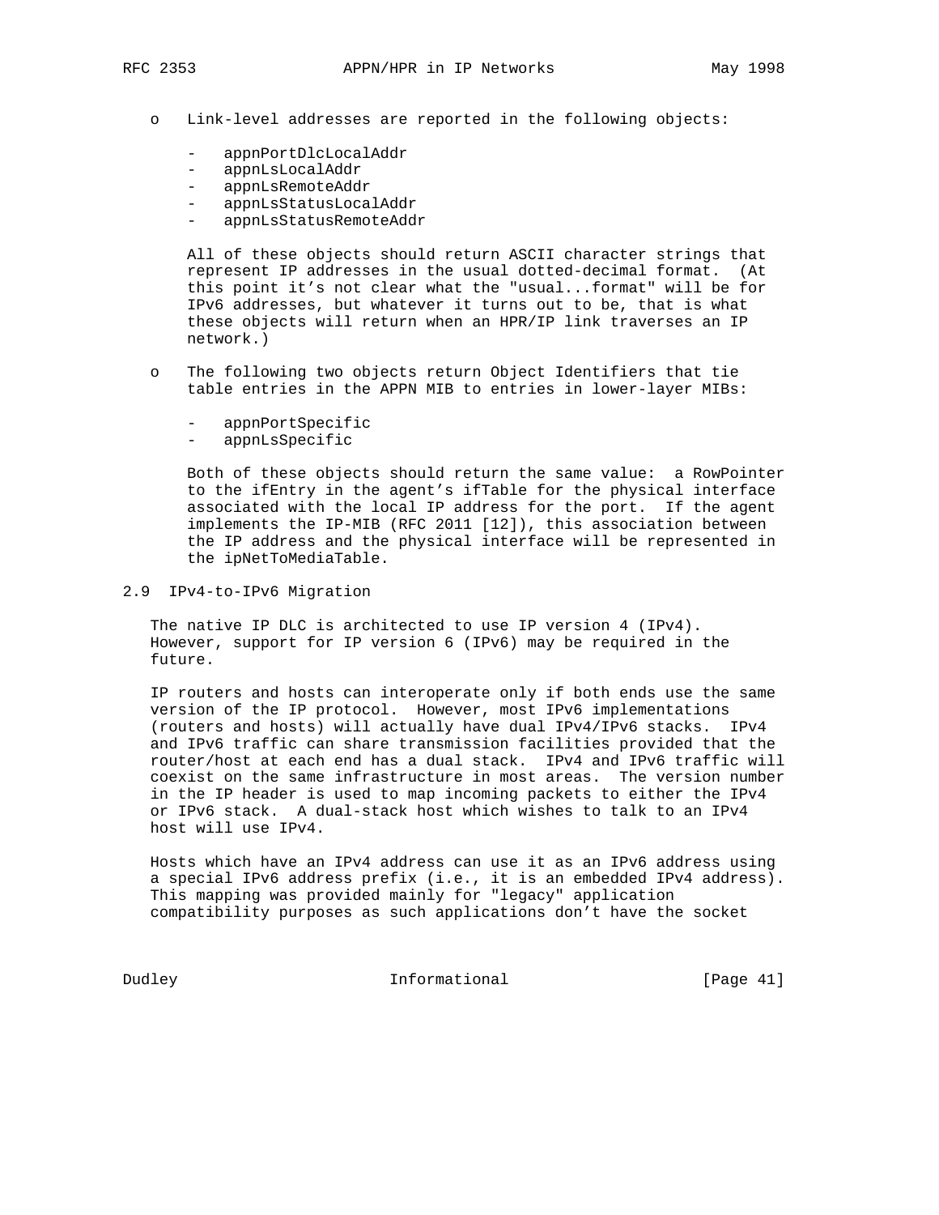- Link-level addresses are reported in the following objects:

  - appnPortDlcLocalAddr
  - appnLsLocalAddr
  - appnLsRemoteAddr
  - appnLsStatusLocalAddr
  - appnLsStatusRemoteAddr

  All of these objects should return ASCII character strings that represent IP addresses in the usual dotted-decimal format. (At this point it's not clear what the "usual...format" will be for IPv6 addresses, but whatever it turns out to be, that is what these objects will return when an HPR/IP link traverses an IP network.)

- The following two objects return Object Identifiers that tie table entries in the APPN MIB to entries in lower-layer MIBs:

  - appnPortSpecific
  - appnLsSpecific

  Both of these objects should return the same value: a RowPointer to the ifEntry in the agent's ifTable for the physical interface associated with the local IP address for the port. If the agent implements the IP-MIB (RFC 2011 [12]), this association between the IP address and the physical interface will be represented in the ipNetToMediaTable.

## 2.9 IPv4-to-IPv6 Migration

The native IP DLC is architected to use IP version 4 (IPv4). However, support for IP version 6 (IPv6) may be required in the future.

IP routers and hosts can interoperate only if both ends use the same version of the IP protocol. However, most IPv6 implementations (routers and hosts) will actually have dual IPv4/IPv6 stacks. IPv4 and IPv6 traffic can share transmission facilities provided that the router/host at each end has a dual stack. IPv4 and IPv6 traffic will coexist on the same infrastructure in most areas. The version number in the IP header is used to map incoming packets to either the IPv4 or IPv6 stack. A dual-stack host which wishes to talk to an IPv4 host will use IPv4.

Hosts which have an IPv4 address can use it as an IPv6 address using a special IPv6 address prefix (i.e., it is an embedded IPv4 address). This mapping was provided mainly for "legacy" application compatibility purposes as such applications don't have the socket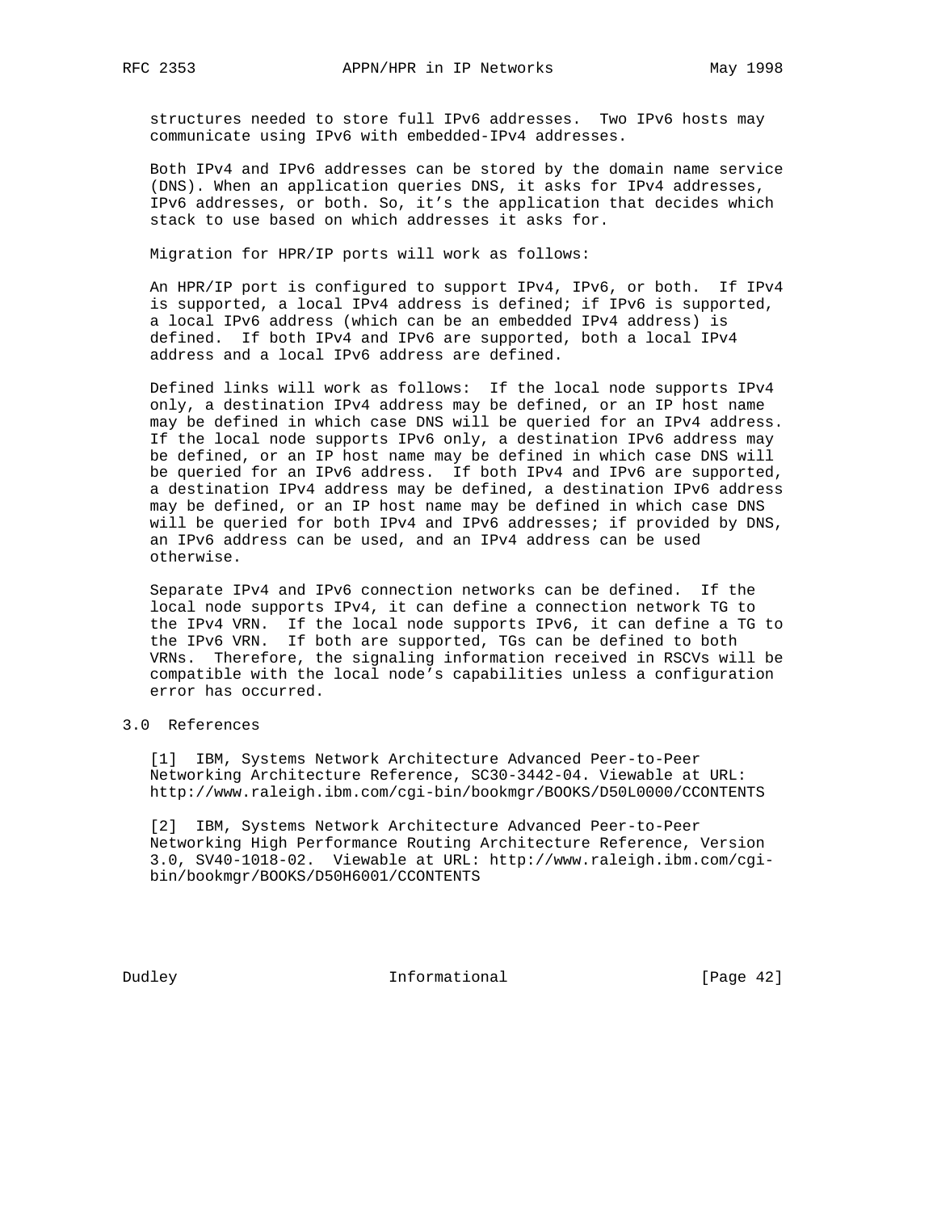structures needed to store full IPv6 addresses. Two IPv6 hosts may communicate using IPv6 with embedded-IPv4 addresses.

Both IPv4 and IPv6 addresses can be stored by the domain name service (DNS). When an application queries DNS, it asks for IPv4 addresses, IPv6 addresses, or both. So, it's the application that decides which stack to use based on which addresses it asks for.

Migration for HPR/IP ports will work as follows:

An HPR/IP port is configured to support IPv4, IPv6, or both. If IPv4 is supported, a local IPv4 address is defined; if IPv6 is supported, a local IPv6 address (which can be an embedded IPv4 address) is defined. If both IPv4 and IPv6 are supported, both a local IPv4 address and a local IPv6 address are defined.

Defined links will work as follows: If the local node supports IPv4 only, a destination IPv4 address may be defined, or an IP host name may be defined in which case DNS will be queried for an IPv4 address. If the local node supports IPv6 only, a destination IPv6 address may be defined, or an IP host name may be defined in which case DNS will be queried for an IPv6 address. If both IPv4 and IPv6 are supported, a destination IPv4 address may be defined, a destination IPv6 address may be defined, or an IP host name may be defined in which case DNS will be queried for both IPv4 and IPv6 addresses; if provided by DNS, an IPv6 address can be used, and an IPv4 address can be used otherwise.

Separate IPv4 and IPv6 connection networks can be defined. If the local node supports IPv4, it can define a connection network TG to the IPv4 VRN. If the local node supports IPv6, it can define a TG to the IPv6 VRN. If both are supported, TGs can be defined to both VRNs. Therefore, the signaling information received in RSCVs will be compatible with the local node's capabilities unless a configuration error has occurred.

## 3.0 References

[1] IBM, Systems Network Architecture Advanced Peer-to-Peer Networking Architecture Reference, SC30-3442-04. Viewable at URL: http://www.raleigh.ibm.com/cgi-bin/bookmgr/BOOKS/D50L0000/CCONTENTS

[2] IBM, Systems Network Architecture Advanced Peer-to-Peer Networking High Performance Routing Architecture Reference, Version 3.0, SV40-1018-02. Viewable at URL: http://www.raleigh.ibm.com/cgi-bin/bookmgr/BOOKS/D50H6001/CCONTENTS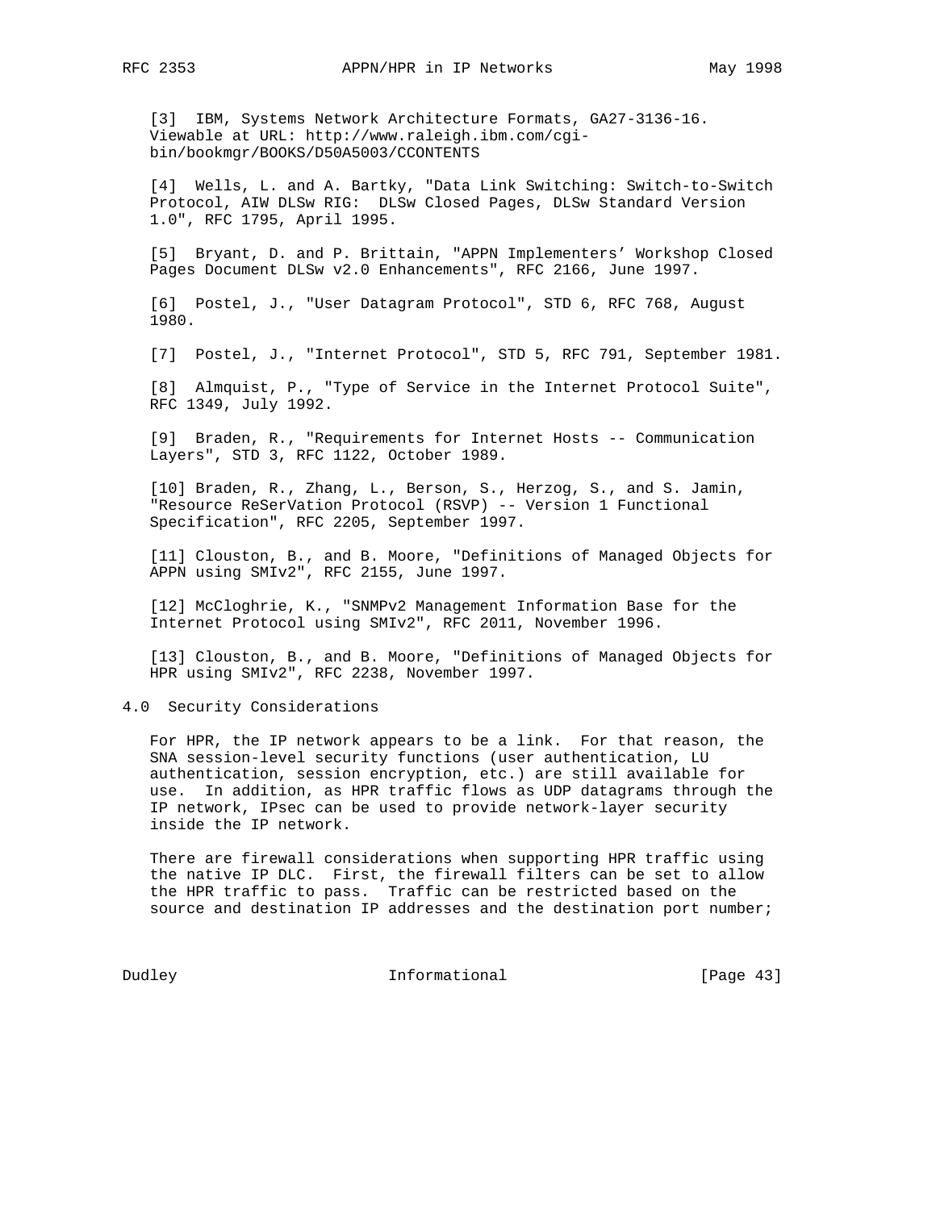[3] IBM, Systems Network Architecture Formats, GA27-3136-16. Viewable at URL: http://www.raleigh.ibm.com/cgi-bin/bookmgr/BOOKS/D50A5003/CCONTENTS

[4] Wells, L. and A. Bartky, "Data Link Switching: Switch-to-Switch Protocol, AIW DLSw RIG: DLSw Closed Pages, DLSw Standard Version 1.0", RFC 1795, April 1995.

[5] Bryant, D. and P. Brittain, "APPN Implementers' Workshop Closed Pages Document DLSw v2.0 Enhancements", RFC 2166, June 1997.

[6] Postel, J., "User Datagram Protocol", STD 6, RFC 768, August 1980.

[7] Postel, J., "Internet Protocol", STD 5, RFC 791, September 1981.

[8] Almquist, P., "Type of Service in the Internet Protocol Suite", RFC 1349, July 1992.

[9] Braden, R., "Requirements for Internet Hosts -- Communication Layers", STD 3, RFC 1122, October 1989.

[10] Braden, R., Zhang, L., Berson, S., Herzog, S., and S. Jamin, "Resource ReSerVation Protocol (RSVP) -- Version 1 Functional Specification", RFC 2205, September 1997.

[11] Clouston, B., and B. Moore, "Definitions of Managed Objects for APPN using SMIv2", RFC 2155, June 1997.

[12] McCloghrie, K., "SNMPv2 Management Information Base for the Internet Protocol using SMIv2", RFC 2011, November 1996.

[13] Clouston, B., and B. Moore, "Definitions of Managed Objects for HPR using SMIv2", RFC 2238, November 1997.

## 4.0 Security Considerations

For HPR, the IP network appears to be a link. For that reason, the SNA session-level security functions (user authentication, LU authentication, session encryption, etc.) are still available for use. In addition, as HPR traffic flows as UDP datagrams through the IP network, IPsec can be used to provide network-layer security inside the IP network.

There are firewall considerations when supporting HPR traffic using the native IP DLC. First, the firewall filters can be set to allow the HPR traffic to pass. Traffic can be restricted based on the source and destination IP addresses and the destination port number;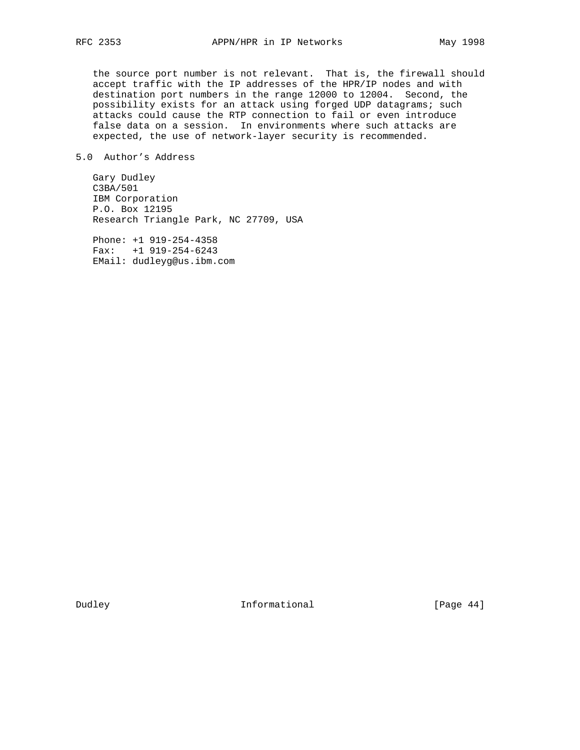the source port number is not relevant. That is, the firewall should accept traffic with the IP addresses of the HPR/IP nodes and with destination port numbers in the range 12000 to 12004. Second, the possibility exists for an attack using forged UDP datagrams; such attacks could cause the RTP connection to fail or even introduce false data on a session. In environments where such attacks are expected, the use of network-layer security is recommended.

## 5.0 Author's Address

Gary Dudley
C3BA/501
IBM Corporation
P.O. Box 12195
Research Triangle Park, NC 27709, USA

Phone: +1 919-254-4358
Fax: +1 919-254-6243
EMail: dudleyg@us.ibm.com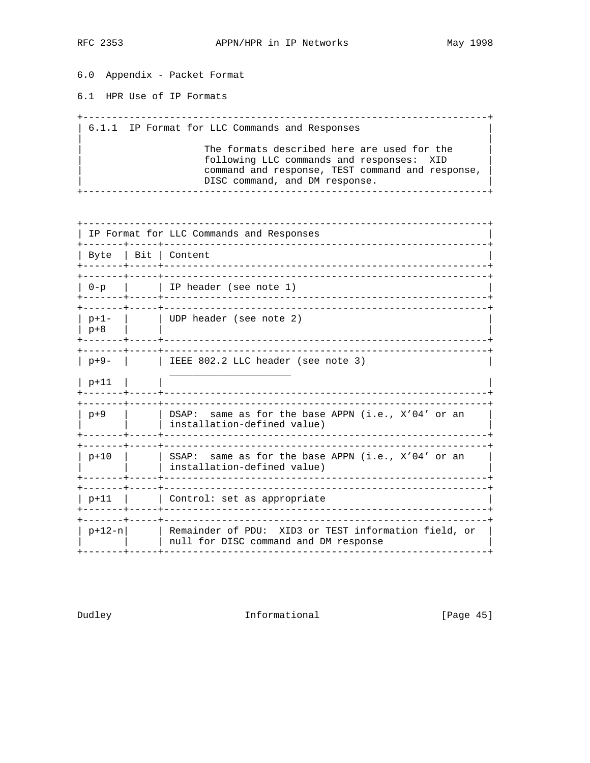## 6.0 Appendix - Packet Format

### 6.1 HPR Use of IP Formats

| 6.1.1 IP Format for LLC Commands and Responses |
|---|
| The formats described here are used for the following LLC commands and responses: XID command and response, TEST command and response, DISC command, and DM response. |

| IP Format for LLC Commands and Responses | | |
|---|---|---|
| **Byte** | **Bit** | **Content** |
| 0-p | | IP header (see note 1) |
| p+1- p+8 | | UDP header (see note 2) |
| p+9- p+11 | | IEEE 802.2 LLC header (see note 3) |
| p+9 | | DSAP: same as for the base APPN (i.e., X'04' or an installation-defined value) |
| p+10 | | SSAP: same as for the base APPN (i.e., X'04' or an installation-defined value) |
| p+11 | | Control: set as appropriate |
| p+12-n | | Remainder of PDU: XID3 or TEST information field, or null for DISC command and DM response |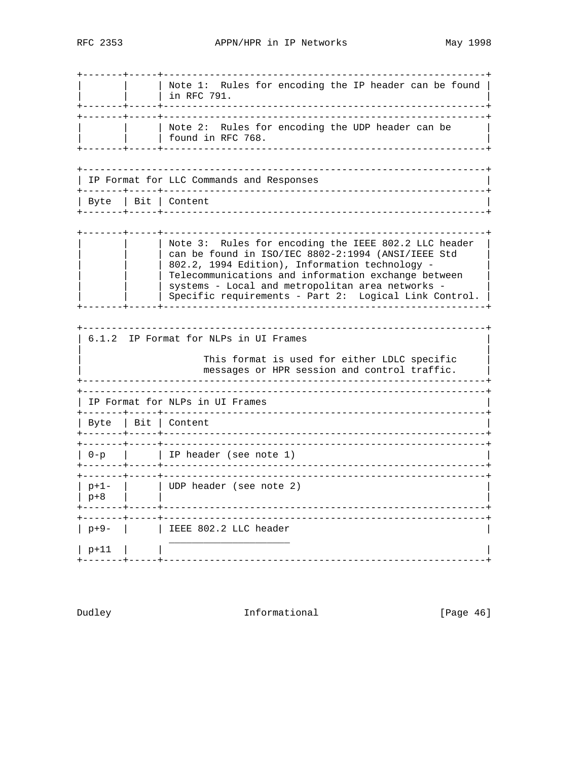| | | Note 1: Rules for encoding the IP header can be found in RFC 791. |
|---|---|---|
| | | Note 2: Rules for encoding the UDP header can be found in RFC 768. |

**IP Format for LLC Commands and Responses**

| Byte | Bit | Content |
|---|---|---|
| | | Note 3: Rules for encoding the IEEE 802.2 LLC header can be found in ISO/IEC 8802-2:1994 (ANSI/IEEE Std 802.2, 1994 Edition), Information technology - Telecommunications and information exchange between systems - Local and metropolitan area networks - Specific requirements - Part 2: Logical Link Control. |

### 6.1.2 IP Format for NLPs in UI Frames

This format is used for either LDLC specific messages or HPR session and control traffic.

**IP Format for NLPs in UI Frames**

| Byte | Bit | Content |
|---|---|---|
| 0-p | | IP header (see note 1) |
| p+1-p+8 | | UDP header (see note 2) |
| p+9-p+11 | | IEEE 802.2 LLC header |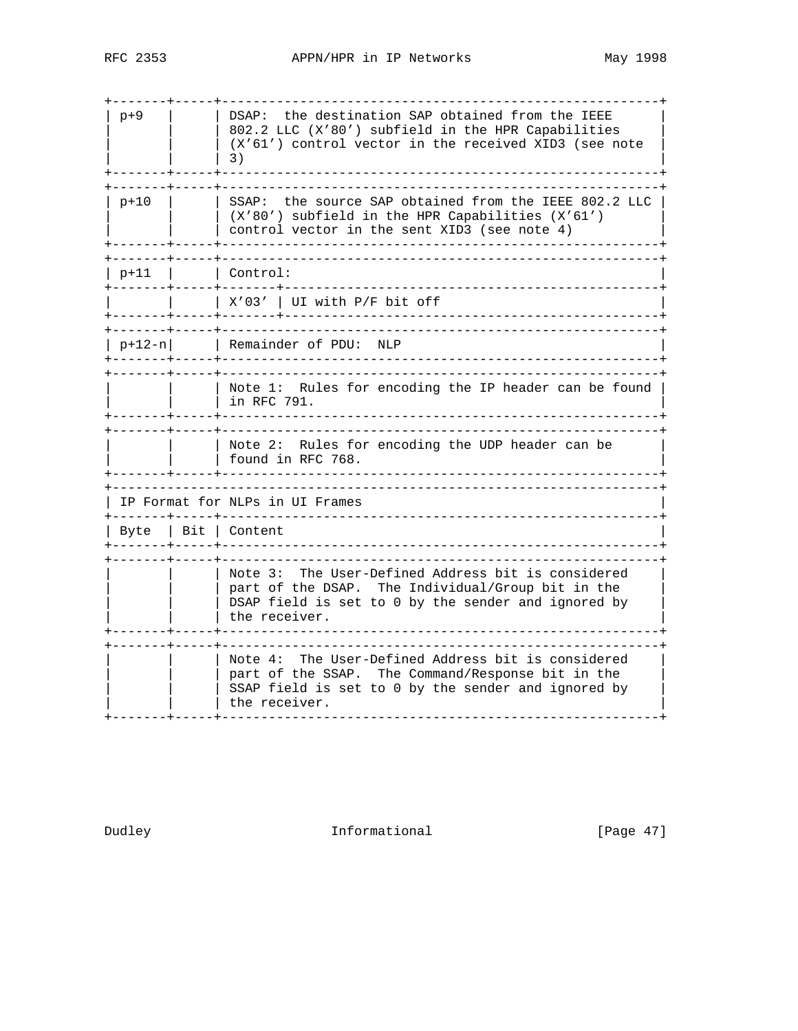| Byte | Bit | Content |
| --- | --- | --- |
| p+9 | | DSAP: the destination SAP obtained from the IEEE 802.2 LLC (X'80') subfield in the HPR Capabilities (X'61') control vector in the received XID3 (see note 3) |
| p+10 | | SSAP: the source SAP obtained from the IEEE 802.2 LLC (X'80') subfield in the HPR Capabilities (X'61') control vector in the sent XID3 (see note 4) |
| p+11 | | Control: |
| | | X'03' \| UI with P/F bit off |
| p+12-n | | Remainder of PDU: NLP |
| | | Note 1: Rules for encoding the IP header can be found in RFC 791. |
| | | Note 2: Rules for encoding the UDP header can be found in RFC 768. |

IP Format for NLPs in UI Frames

| Byte | Bit | Content |
| --- | --- | --- |
| | | Note 3: The User-Defined Address bit is considered part of the DSAP. The Individual/Group bit in the DSAP field is set to 0 by the sender and ignored by the receiver. |
| | | Note 4: The User-Defined Address bit is considered part of the SSAP. The Command/Response bit in the SSAP field is set to 0 by the sender and ignored by the receiver. |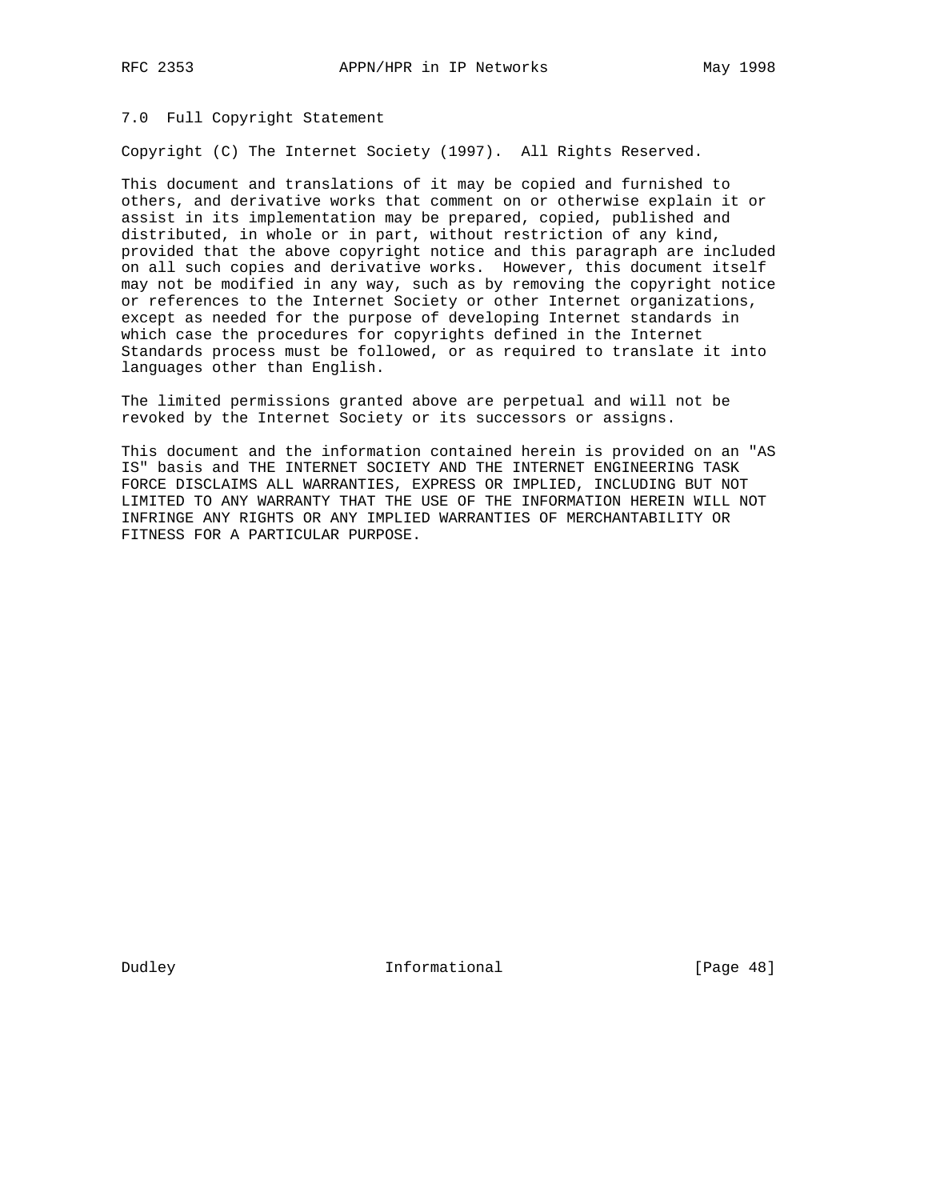## 7.0 Full Copyright Statement

Copyright (C) The Internet Society (1997). All Rights Reserved.

This document and translations of it may be copied and furnished to others, and derivative works that comment on or otherwise explain it or assist in its implementation may be prepared, copied, published and distributed, in whole or in part, without restriction of any kind, provided that the above copyright notice and this paragraph are included on all such copies and derivative works. However, this document itself may not be modified in any way, such as by removing the copyright notice or references to the Internet Society or other Internet organizations, except as needed for the purpose of developing Internet standards in which case the procedures for copyrights defined in the Internet Standards process must be followed, or as required to translate it into languages other than English.

The limited permissions granted above are perpetual and will not be revoked by the Internet Society or its successors or assigns.

This document and the information contained herein is provided on an "AS IS" basis and THE INTERNET SOCIETY AND THE INTERNET ENGINEERING TASK FORCE DISCLAIMS ALL WARRANTIES, EXPRESS OR IMPLIED, INCLUDING BUT NOT LIMITED TO ANY WARRANTY THAT THE USE OF THE INFORMATION HEREIN WILL NOT INFRINGE ANY RIGHTS OR ANY IMPLIED WARRANTIES OF MERCHANTABILITY OR FITNESS FOR A PARTICULAR PURPOSE.